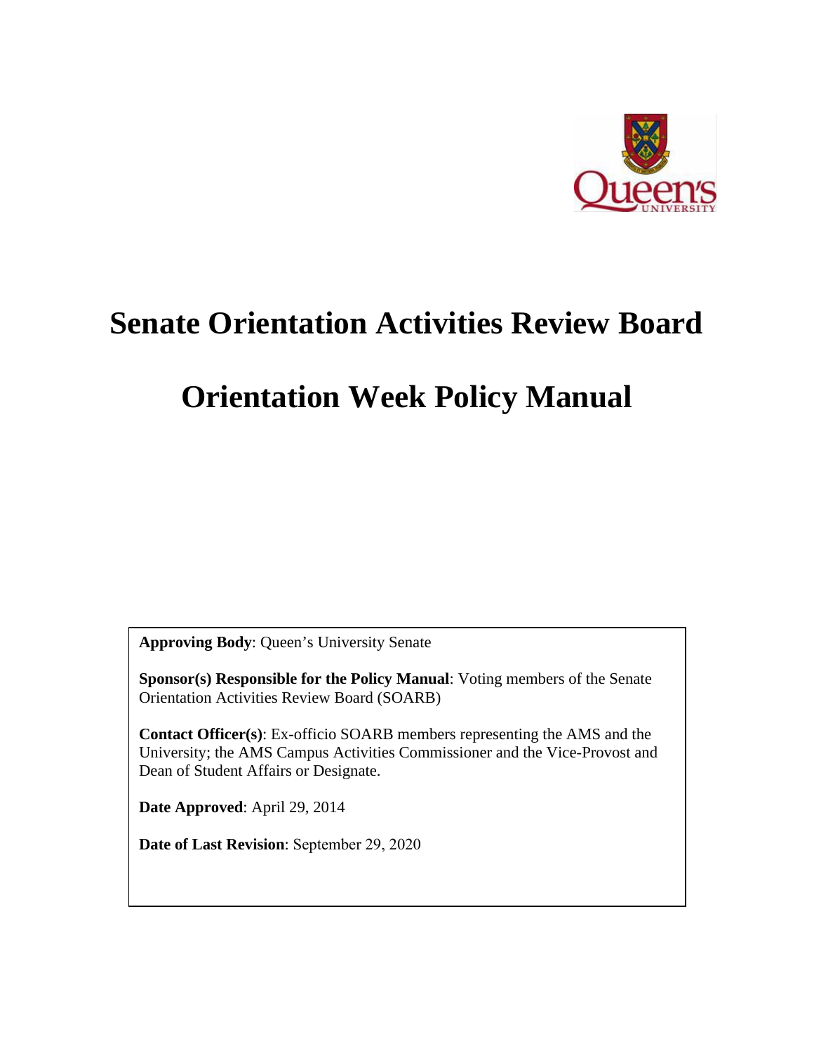# Senate Orientation Activities Review Board

# Orientation Week Policy Manual

**Approving Body**: Queen's University Senate

**Sponsor(s) Responsible for the Policy Manual**: Voting members of the Senate Orientation Activities Review Board (SOARB)

**Contact Officer(s)**: Ex-officio SOARB members representing the AMS and the University; the AMS Campus Activities Commissioner and the Vice-Provost and Dean of Student Affairs or Designate.

**Date Approved**: April 29, 2014

**Date of Last Revision**: September 29, 2020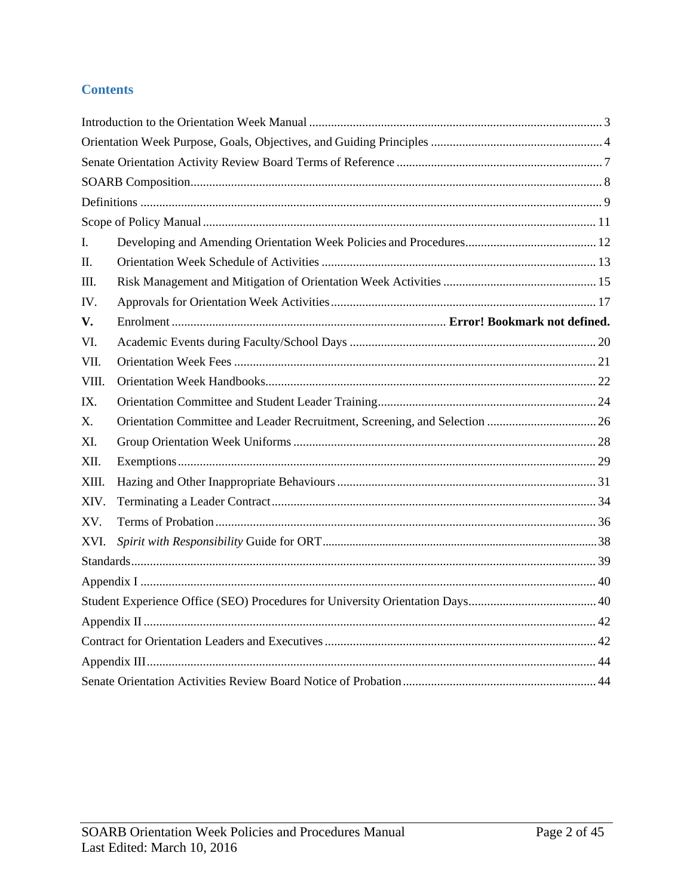## Contents

Introduction to the Orientation Week Manual ........ 3

Orientation Week Purpose, Goals, Objectives, and Guiding Principles ........ 4

Senate Orientation Activity Review Board Terms of Reference ........ 7

SOARB Composition ........ 8

Definitions ........ 9

Scope of Policy Manual ........ 11

I. Developing and Amending Orientation Week Policies and Procedures ........ 12

II. Orientation Week Schedule of Activities ........ 13

III. Risk Management and Mitigation of Orientation Week Activities ........ 15

IV. Approvals for Orientation Week Activities ........ 17

**V.** Enrolment ........ **Error! Bookmark not defined.**

VI. Academic Events during Faculty/School Days ........ 20

VII. Orientation Week Fees ........ 21

VIII. Orientation Week Handbooks ........ 22

IX. Orientation Committee and Student Leader Training ........ 24

X. Orientation Committee and Leader Recruitment, Screening, and Selection ........ 26

XI. Group Orientation Week Uniforms ........ 28

XII. Exemptions ........ 29

XIII. Hazing and Other Inappropriate Behaviours ........ 31

XIV. Terminating a Leader Contract ........ 34

XV. Terms of Probation ........ 36

XVI. *Spirit with Responsibility* Guide for ORT ........ 38

Standards ........ 39

Appendix I ........ 40

Student Experience Office (SEO) Procedures for University Orientation Days ........ 40

Appendix II ........ 42

Contract for Orientation Leaders and Executives ........ 42

Appendix III ........ 44

Senate Orientation Activities Review Board Notice of Probation ........ 44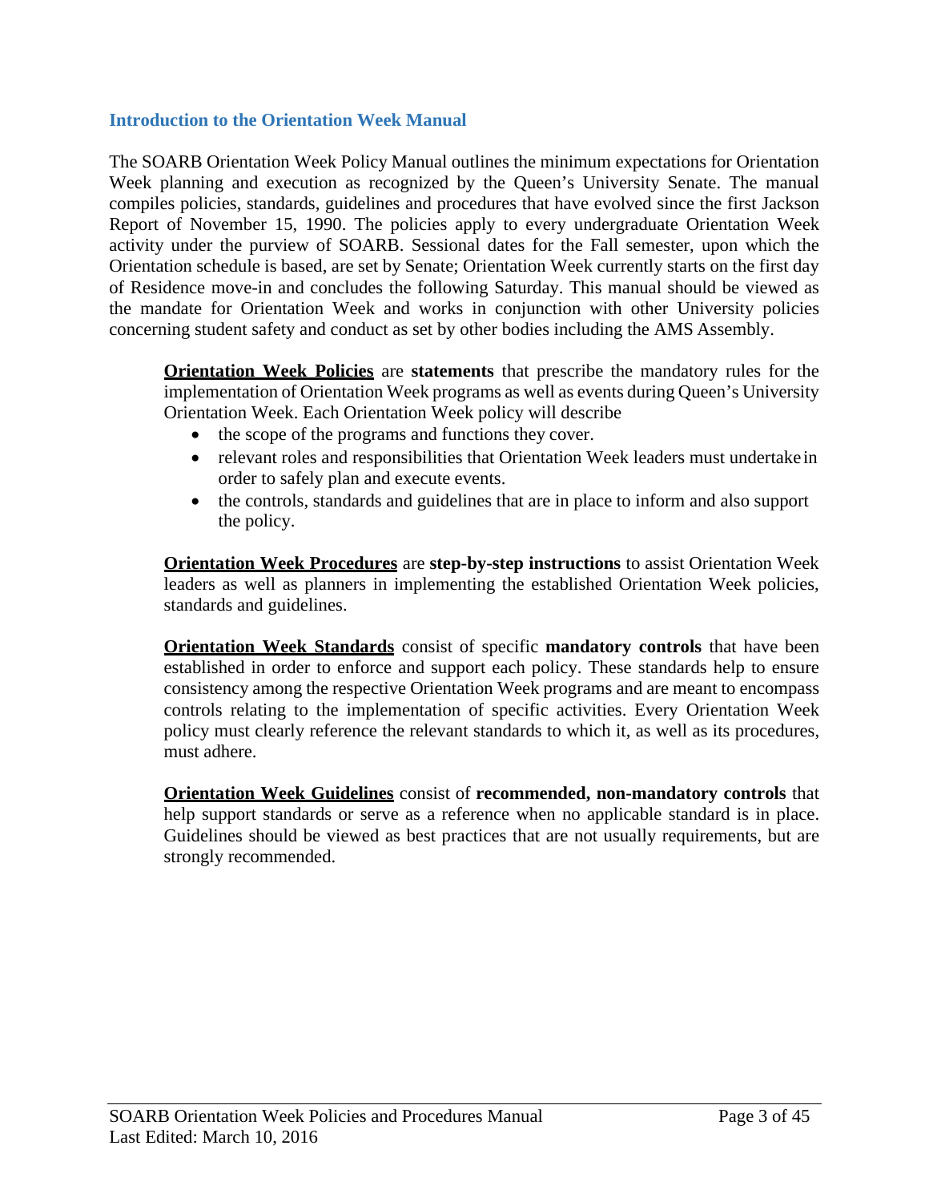## Introduction to the Orientation Week Manual

The SOARB Orientation Week Policy Manual outlines the minimum expectations for Orientation Week planning and execution as recognized by the Queen's University Senate. The manual compiles policies, standards, guidelines and procedures that have evolved since the first Jackson Report of November 15, 1990. The policies apply to every undergraduate Orientation Week activity under the purview of SOARB. Sessional dates for the Fall semester, upon which the Orientation schedule is based, are set by Senate; Orientation Week currently starts on the first day of Residence move-in and concludes the following Saturday. This manual should be viewed as the mandate for Orientation Week and works in conjunction with other University policies concerning student safety and conduct as set by other bodies including the AMS Assembly.

**Orientation Week Policies** are **statements** that prescribe the mandatory rules for the implementation of Orientation Week programs as well as events during Queen's University Orientation Week. Each Orientation Week policy will describe

- the scope of the programs and functions they cover.
- relevant roles and responsibilities that Orientation Week leaders must undertake in order to safely plan and execute events.
- the controls, standards and guidelines that are in place to inform and also support the policy.

**Orientation Week Procedures** are **step-by-step instructions** to assist Orientation Week leaders as well as planners in implementing the established Orientation Week policies, standards and guidelines.

**Orientation Week Standards** consist of specific **mandatory controls** that have been established in order to enforce and support each policy. These standards help to ensure consistency among the respective Orientation Week programs and are meant to encompass controls relating to the implementation of specific activities. Every Orientation Week policy must clearly reference the relevant standards to which it, as well as its procedures, must adhere.

**Orientation Week Guidelines** consist of **recommended, non-mandatory controls** that help support standards or serve as a reference when no applicable standard is in place. Guidelines should be viewed as best practices that are not usually requirements, but are strongly recommended.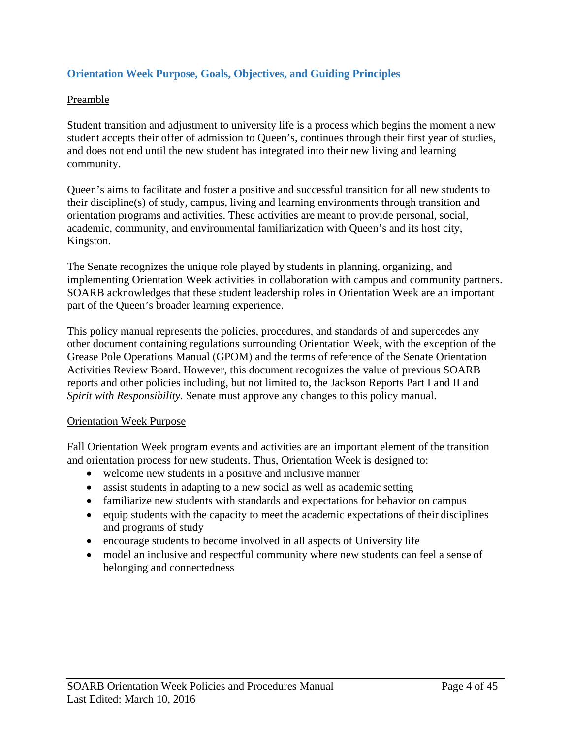## Orientation Week Purpose, Goals, Objectives, and Guiding Principles

### Preamble

Student transition and adjustment to university life is a process which begins the moment a new student accepts their offer of admission to Queen's, continues through their first year of studies, and does not end until the new student has integrated into their new living and learning community.

Queen's aims to facilitate and foster a positive and successful transition for all new students to their discipline(s) of study, campus, living and learning environments through transition and orientation programs and activities. These activities are meant to provide personal, social, academic, community, and environmental familiarization with Queen's and its host city, Kingston.

The Senate recognizes the unique role played by students in planning, organizing, and implementing Orientation Week activities in collaboration with campus and community partners. SOARB acknowledges that these student leadership roles in Orientation Week are an important part of the Queen's broader learning experience.

This policy manual represents the policies, procedures, and standards of and supercedes any other document containing regulations surrounding Orientation Week, with the exception of the Grease Pole Operations Manual (GPOM) and the terms of reference of the Senate Orientation Activities Review Board. However, this document recognizes the value of previous SOARB reports and other policies including, but not limited to, the Jackson Reports Part I and II and *Spirit with Responsibility*. Senate must approve any changes to this policy manual.

### Orientation Week Purpose

Fall Orientation Week program events and activities are an important element of the transition and orientation process for new students. Thus, Orientation Week is designed to:

- welcome new students in a positive and inclusive manner
- assist students in adapting to a new social as well as academic setting
- familiarize new students with standards and expectations for behavior on campus
- equip students with the capacity to meet the academic expectations of their disciplines and programs of study
- encourage students to become involved in all aspects of University life
- model an inclusive and respectful community where new students can feel a sense of belonging and connectedness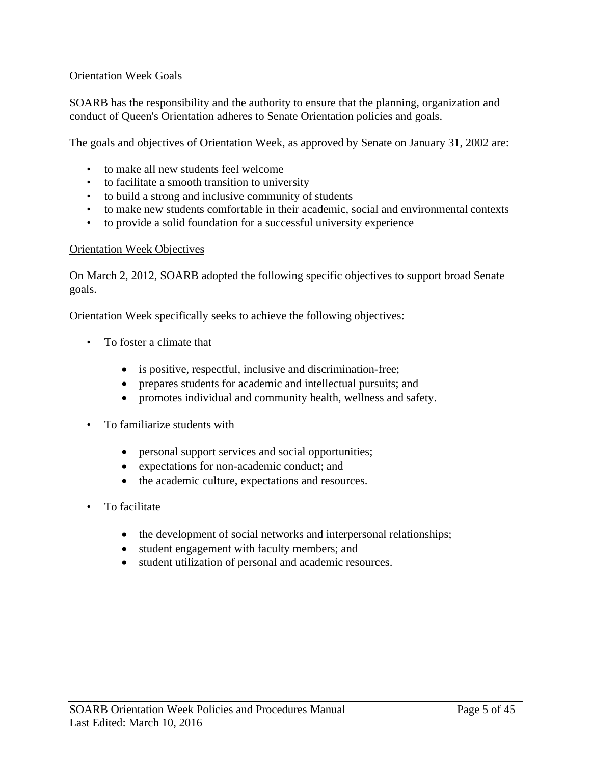## Orientation Week Goals

SOARB has the responsibility and the authority to ensure that the planning, organization and conduct of Queen's Orientation adheres to Senate Orientation policies and goals.

The goals and objectives of Orientation Week, as approved by Senate on January 31, 2002 are:

- to make all new students feel welcome
- to facilitate a smooth transition to university
- to build a strong and inclusive community of students
- to make new students comfortable in their academic, social and environmental contexts
- to provide a solid foundation for a successful university experience

## Orientation Week Objectives

On March 2, 2012, SOARB adopted the following specific objectives to support broad Senate goals.

Orientation Week specifically seeks to achieve the following objectives:

- To foster a climate that
  - is positive, respectful, inclusive and discrimination-free;
  - prepares students for academic and intellectual pursuits; and
  - promotes individual and community health, wellness and safety.
- To familiarize students with
  - personal support services and social opportunities;
  - expectations for non-academic conduct; and
  - the academic culture, expectations and resources.
- To facilitate
  - the development of social networks and interpersonal relationships;
  - student engagement with faculty members; and
  - student utilization of personal and academic resources.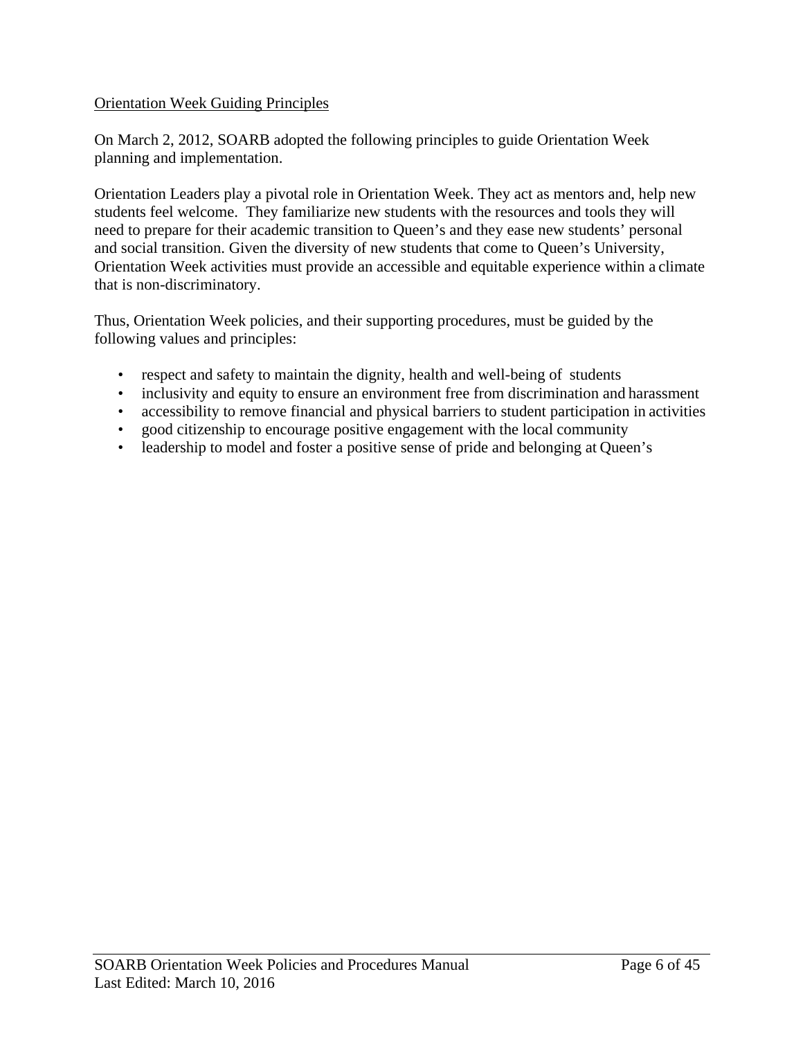## Orientation Week Guiding Principles

On March 2, 2012, SOARB adopted the following principles to guide Orientation Week planning and implementation.

Orientation Leaders play a pivotal role in Orientation Week. They act as mentors and, help new students feel welcome. They familiarize new students with the resources and tools they will need to prepare for their academic transition to Queen's and they ease new students' personal and social transition. Given the diversity of new students that come to Queen's University, Orientation Week activities must provide an accessible and equitable experience within a climate that is non-discriminatory.

Thus, Orientation Week policies, and their supporting procedures, must be guided by the following values and principles:

- respect and safety to maintain the dignity, health and well-being of students
- inclusivity and equity to ensure an environment free from discrimination and harassment
- accessibility to remove financial and physical barriers to student participation in activities
- good citizenship to encourage positive engagement with the local community
- leadership to model and foster a positive sense of pride and belonging at Queen's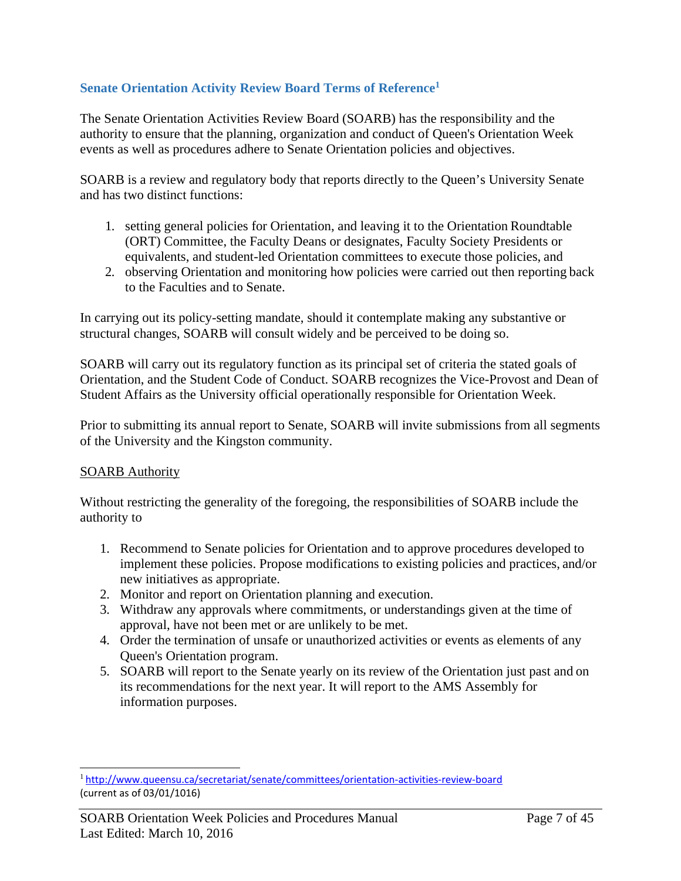## Senate Orientation Activity Review Board Terms of Reference[1]

The Senate Orientation Activities Review Board (SOARB) has the responsibility and the authority to ensure that the planning, organization and conduct of Queen's Orientation Week events as well as procedures adhere to Senate Orientation policies and objectives.

SOARB is a review and regulatory body that reports directly to the Queen's University Senate and has two distinct functions:

1. setting general policies for Orientation, and leaving it to the Orientation Roundtable (ORT) Committee, the Faculty Deans or designates, Faculty Society Presidents or equivalents, and student-led Orientation committees to execute those policies, and
2. observing Orientation and monitoring how policies were carried out then reporting back to the Faculties and to Senate.

In carrying out its policy-setting mandate, should it contemplate making any substantive or structural changes, SOARB will consult widely and be perceived to be doing so.

SOARB will carry out its regulatory function as its principal set of criteria the stated goals of Orientation, and the Student Code of Conduct. SOARB recognizes the Vice-Provost and Dean of Student Affairs as the University official operationally responsible for Orientation Week.

Prior to submitting its annual report to Senate, SOARB will invite submissions from all segments of the University and the Kingston community.

### SOARB Authority

Without restricting the generality of the foregoing, the responsibilities of SOARB include the authority to

1. Recommend to Senate policies for Orientation and to approve procedures developed to implement these policies. Propose modifications to existing policies and practices, and/or new initiatives as appropriate.
2. Monitor and report on Orientation planning and execution.
3. Withdraw any approvals where commitments, or understandings given at the time of approval, have not been met or are unlikely to be met.
4. Order the termination of unsafe or unauthorized activities or events as elements of any Queen's Orientation program.
5. SOARB will report to the Senate yearly on its review of the Orientation just past and on its recommendations for the next year. It will report to the AMS Assembly for information purposes.

---

[1] http://www.queensu.ca/secretariat/senate/committees/orientation-activities-review-board (current as of 03/01/1016)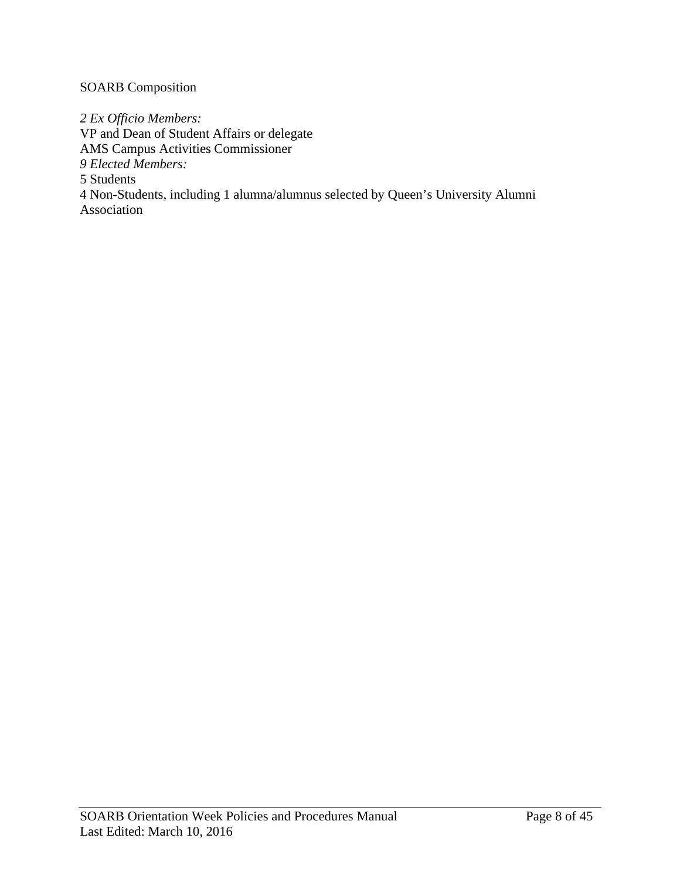SOARB Composition

*2 Ex Officio Members:*
VP and Dean of Student Affairs or delegate
AMS Campus Activities Commissioner
*9 Elected Members:*
5 Students
4 Non-Students, including 1 alumna/alumnus selected by Queen's University Alumni Association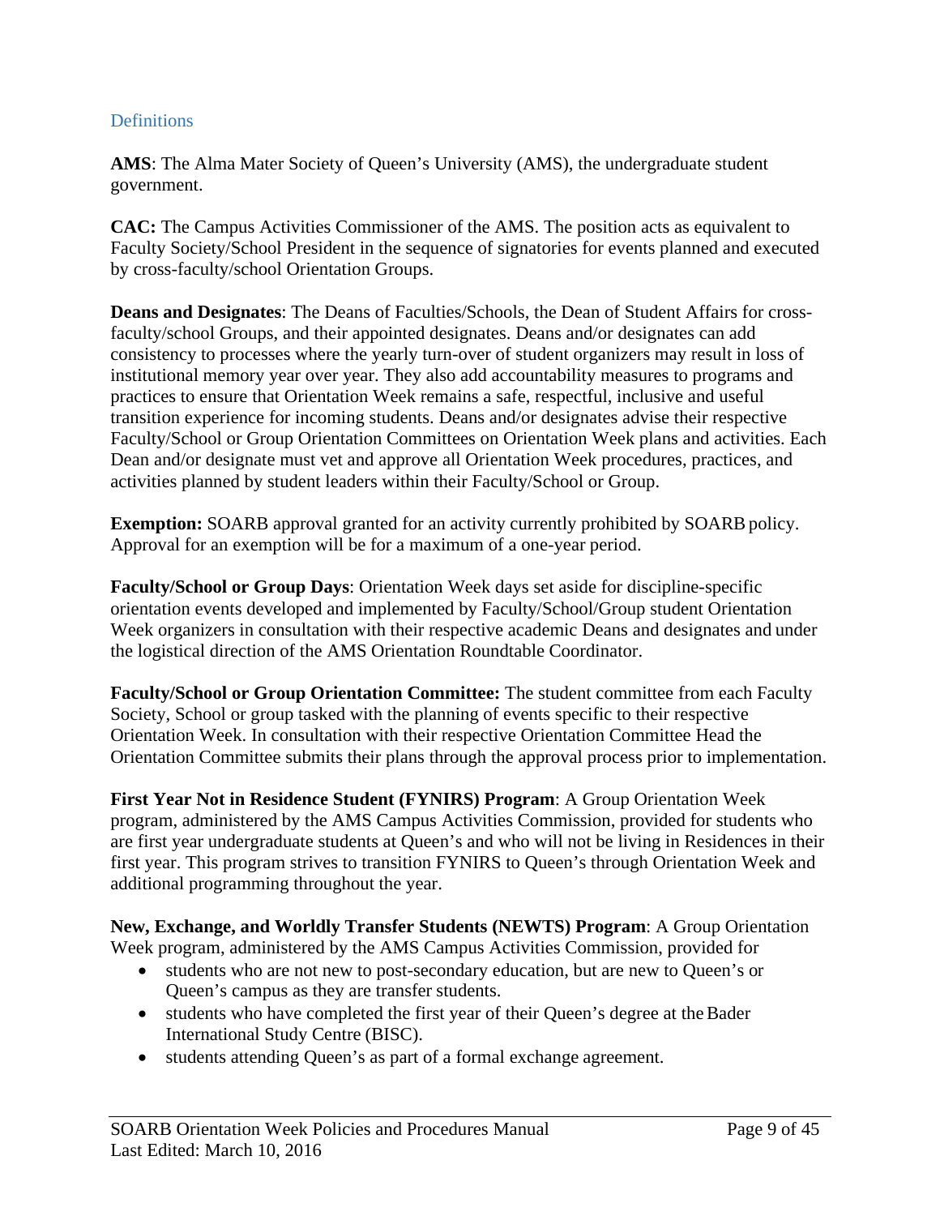## Definitions

**AMS**: The Alma Mater Society of Queen's University (AMS), the undergraduate student government.

**CAC:** The Campus Activities Commissioner of the AMS. The position acts as equivalent to Faculty Society/School President in the sequence of signatories for events planned and executed by cross-faculty/school Orientation Groups.

**Deans and Designates**: The Deans of Faculties/Schools, the Dean of Student Affairs for cross-faculty/school Groups, and their appointed designates. Deans and/or designates can add consistency to processes where the yearly turn-over of student organizers may result in loss of institutional memory year over year. They also add accountability measures to programs and practices to ensure that Orientation Week remains a safe, respectful, inclusive and useful transition experience for incoming students. Deans and/or designates advise their respective Faculty/School or Group Orientation Committees on Orientation Week plans and activities. Each Dean and/or designate must vet and approve all Orientation Week procedures, practices, and activities planned by student leaders within their Faculty/School or Group.

**Exemption:** SOARB approval granted for an activity currently prohibited by SOARB policy. Approval for an exemption will be for a maximum of a one-year period.

**Faculty/School or Group Days**: Orientation Week days set aside for discipline-specific orientation events developed and implemented by Faculty/School/Group student Orientation Week organizers in consultation with their respective academic Deans and designates and under the logistical direction of the AMS Orientation Roundtable Coordinator.

**Faculty/School or Group Orientation Committee:** The student committee from each Faculty Society, School or group tasked with the planning of events specific to their respective Orientation Week. In consultation with their respective Orientation Committee Head the Orientation Committee submits their plans through the approval process prior to implementation.

**First Year Not in Residence Student (FYNIRS) Program**: A Group Orientation Week program, administered by the AMS Campus Activities Commission, provided for students who are first year undergraduate students at Queen's and who will not be living in Residences in their first year. This program strives to transition FYNIRS to Queen's through Orientation Week and additional programming throughout the year.

**New, Exchange, and Worldly Transfer Students (NEWTS) Program**: A Group Orientation Week program, administered by the AMS Campus Activities Commission, provided for

- students who are not new to post-secondary education, but are new to Queen's or Queen's campus as they are transfer students.
- students who have completed the first year of their Queen's degree at the Bader International Study Centre (BISC).
- students attending Queen's as part of a formal exchange agreement.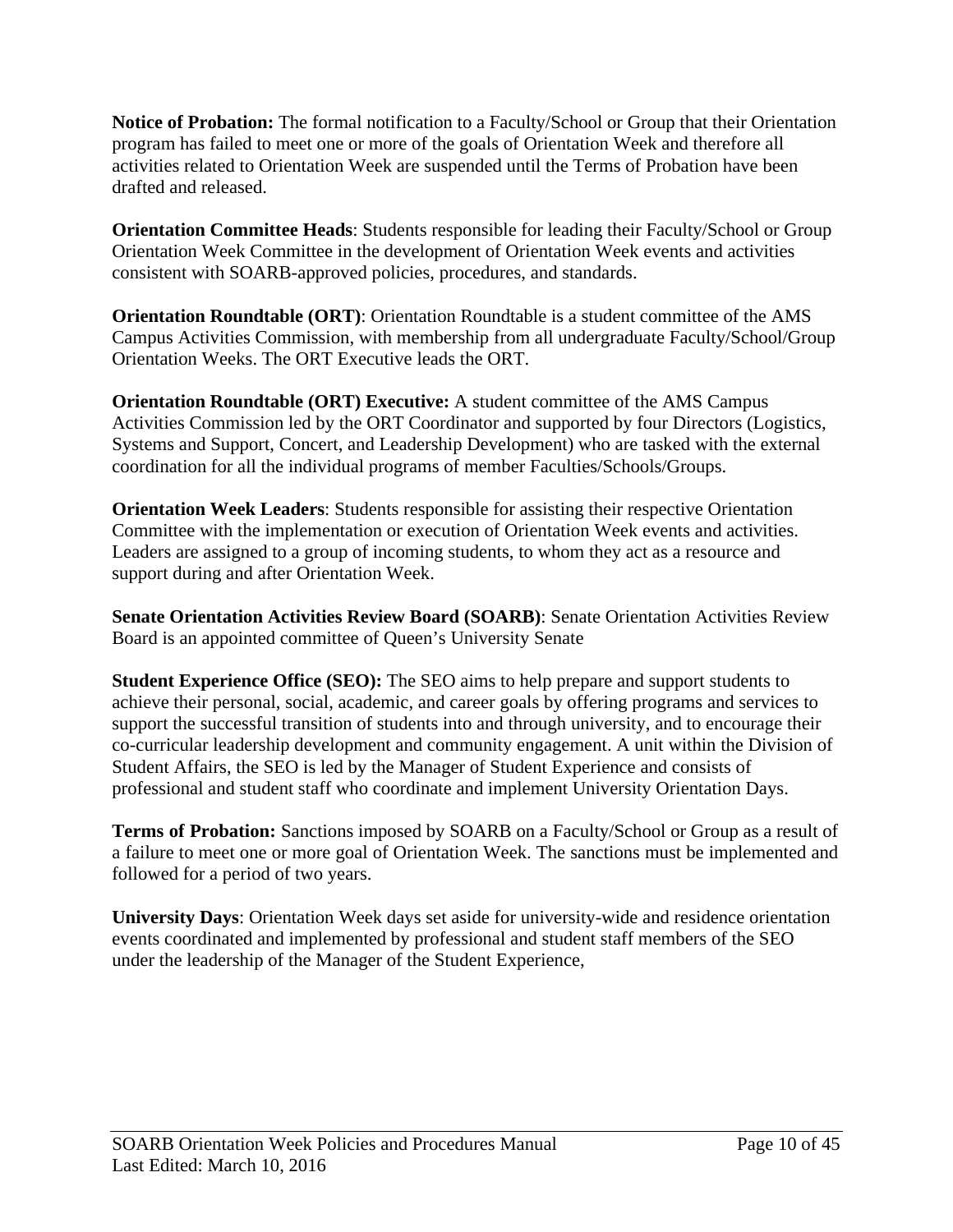**Notice of Probation:** The formal notification to a Faculty/School or Group that their Orientation program has failed to meet one or more of the goals of Orientation Week and therefore all activities related to Orientation Week are suspended until the Terms of Probation have been drafted and released.

**Orientation Committee Heads**: Students responsible for leading their Faculty/School or Group Orientation Week Committee in the development of Orientation Week events and activities consistent with SOARB-approved policies, procedures, and standards.

**Orientation Roundtable (ORT)**: Orientation Roundtable is a student committee of the AMS Campus Activities Commission, with membership from all undergraduate Faculty/School/Group Orientation Weeks. The ORT Executive leads the ORT.

**Orientation Roundtable (ORT) Executive:** A student committee of the AMS Campus Activities Commission led by the ORT Coordinator and supported by four Directors (Logistics, Systems and Support, Concert, and Leadership Development) who are tasked with the external coordination for all the individual programs of member Faculties/Schools/Groups.

**Orientation Week Leaders**: Students responsible for assisting their respective Orientation Committee with the implementation or execution of Orientation Week events and activities. Leaders are assigned to a group of incoming students, to whom they act as a resource and support during and after Orientation Week.

**Senate Orientation Activities Review Board (SOARB)**: Senate Orientation Activities Review Board is an appointed committee of Queen’s University Senate

**Student Experience Office (SEO):** The SEO aims to help prepare and support students to achieve their personal, social, academic, and career goals by offering programs and services to support the successful transition of students into and through university, and to encourage their co-curricular leadership development and community engagement. A unit within the Division of Student Affairs, the SEO is led by the Manager of Student Experience and consists of professional and student staff who coordinate and implement University Orientation Days.

**Terms of Probation:** Sanctions imposed by SOARB on a Faculty/School or Group as a result of a failure to meet one or more goal of Orientation Week. The sanctions must be implemented and followed for a period of two years.

**University Days**: Orientation Week days set aside for university-wide and residence orientation events coordinated and implemented by professional and student staff members of the SEO under the leadership of the Manager of the Student Experience,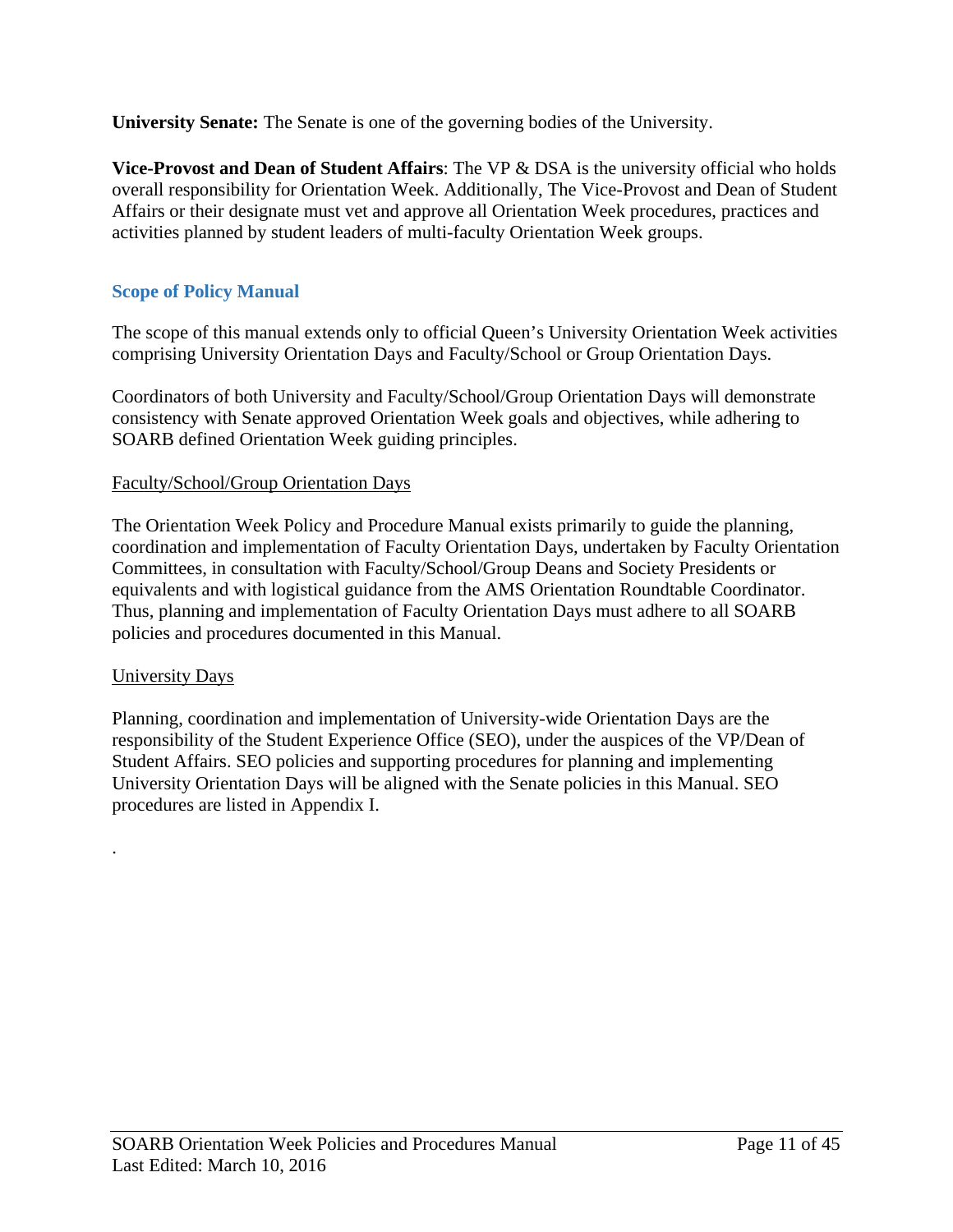**University Senate:** The Senate is one of the governing bodies of the University.

**Vice-Provost and Dean of Student Affairs**: The VP & DSA is the university official who holds overall responsibility for Orientation Week. Additionally, The Vice-Provost and Dean of Student Affairs or their designate must vet and approve all Orientation Week procedures, practices and activities planned by student leaders of multi-faculty Orientation Week groups.

## Scope of Policy Manual

The scope of this manual extends only to official Queen's University Orientation Week activities comprising University Orientation Days and Faculty/School or Group Orientation Days.

Coordinators of both University and Faculty/School/Group Orientation Days will demonstrate consistency with Senate approved Orientation Week goals and objectives, while adhering to SOARB defined Orientation Week guiding principles.

### Faculty/School/Group Orientation Days

The Orientation Week Policy and Procedure Manual exists primarily to guide the planning, coordination and implementation of Faculty Orientation Days, undertaken by Faculty Orientation Committees, in consultation with Faculty/School/Group Deans and Society Presidents or equivalents and with logistical guidance from the AMS Orientation Roundtable Coordinator. Thus, planning and implementation of Faculty Orientation Days must adhere to all SOARB policies and procedures documented in this Manual.

### University Days

Planning, coordination and implementation of University-wide Orientation Days are the responsibility of the Student Experience Office (SEO), under the auspices of the VP/Dean of Student Affairs. SEO policies and supporting procedures for planning and implementing University Orientation Days will be aligned with the Senate policies in this Manual. SEO procedures are listed in Appendix I.

.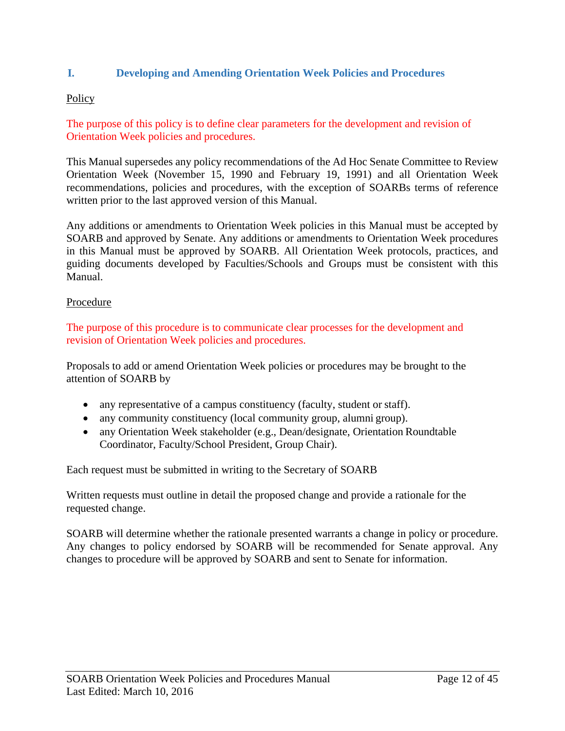## I. Developing and Amending Orientation Week Policies and Procedures

Policy

The purpose of this policy is to define clear parameters for the development and revision of Orientation Week policies and procedures.

This Manual supersedes any policy recommendations of the Ad Hoc Senate Committee to Review Orientation Week (November 15, 1990 and February 19, 1991) and all Orientation Week recommendations, policies and procedures, with the exception of SOARBs terms of reference written prior to the last approved version of this Manual.

Any additions or amendments to Orientation Week policies in this Manual must be accepted by SOARB and approved by Senate. Any additions or amendments to Orientation Week procedures in this Manual must be approved by SOARB. All Orientation Week protocols, practices, and guiding documents developed by Faculties/Schools and Groups must be consistent with this Manual.

Procedure

The purpose of this procedure is to communicate clear processes for the development and revision of Orientation Week policies and procedures.

Proposals to add or amend Orientation Week policies or procedures may be brought to the attention of SOARB by

- any representative of a campus constituency (faculty, student or staff).
- any community constituency (local community group, alumni group).
- any Orientation Week stakeholder (e.g., Dean/designate, Orientation Roundtable Coordinator, Faculty/School President, Group Chair).

Each request must be submitted in writing to the Secretary of SOARB

Written requests must outline in detail the proposed change and provide a rationale for the requested change.

SOARB will determine whether the rationale presented warrants a change in policy or procedure. Any changes to policy endorsed by SOARB will be recommended for Senate approval. Any changes to procedure will be approved by SOARB and sent to Senate for information.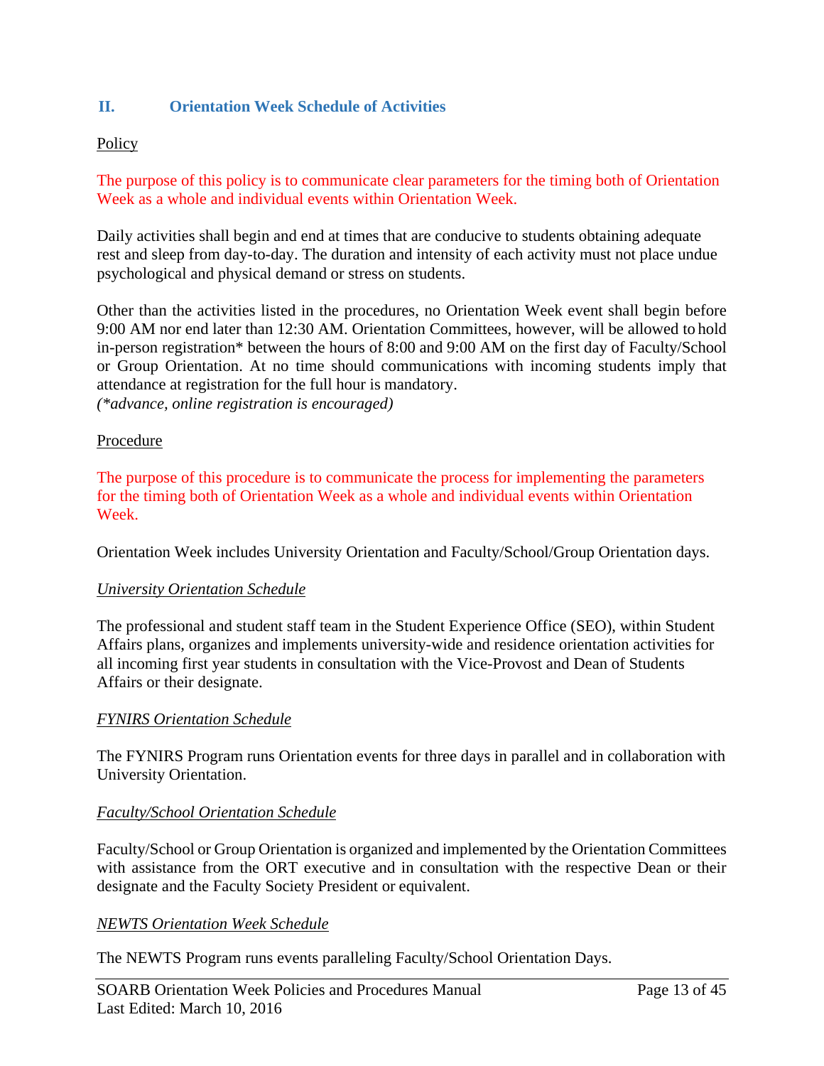## II. Orientation Week Schedule of Activities

Policy

The purpose of this policy is to communicate clear parameters for the timing both of Orientation Week as a whole and individual events within Orientation Week.

Daily activities shall begin and end at times that are conducive to students obtaining adequate rest and sleep from day-to-day. The duration and intensity of each activity must not place undue psychological and physical demand or stress on students.

Other than the activities listed in the procedures, no Orientation Week event shall begin before 9:00 AM nor end later than 12:30 AM. Orientation Committees, however, will be allowed to hold in-person registration* between the hours of 8:00 and 9:00 AM on the first day of Faculty/School or Group Orientation. At no time should communications with incoming students imply that attendance at registration for the full hour is mandatory.
*(\*advance, online registration is encouraged)*

Procedure

The purpose of this procedure is to communicate the process for implementing the parameters for the timing both of Orientation Week as a whole and individual events within Orientation Week.

Orientation Week includes University Orientation and Faculty/School/Group Orientation days.

*University Orientation Schedule*

The professional and student staff team in the Student Experience Office (SEO), within Student Affairs plans, organizes and implements university-wide and residence orientation activities for all incoming first year students in consultation with the Vice-Provost and Dean of Students Affairs or their designate.

*FYNIRS Orientation Schedule*

The FYNIRS Program runs Orientation events for three days in parallel and in collaboration with University Orientation.

*Faculty/School Orientation Schedule*

Faculty/School or Group Orientation is organized and implemented by the Orientation Committees with assistance from the ORT executive and in consultation with the respective Dean or their designate and the Faculty Society President or equivalent.

*NEWTS Orientation Week Schedule*

The NEWTS Program runs events paralleling Faculty/School Orientation Days.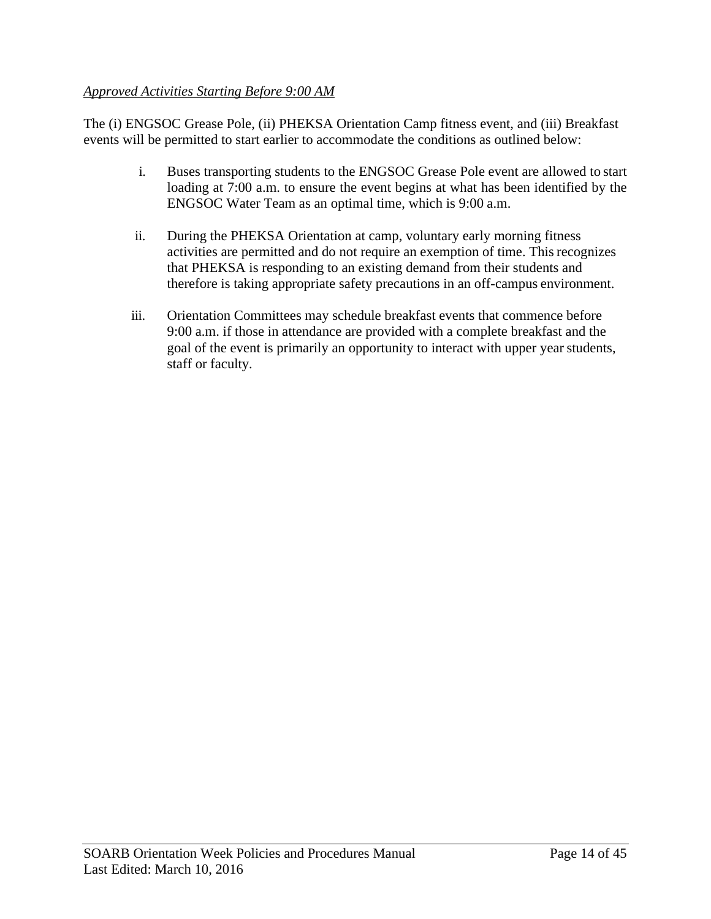*Approved Activities Starting Before 9:00 AM*

The (i) ENGSOC Grease Pole, (ii) PHEKSA Orientation Camp fitness event, and (iii) Breakfast events will be permitted to start earlier to accommodate the conditions as outlined below:

i. Buses transporting students to the ENGSOC Grease Pole event are allowed to start loading at 7:00 a.m. to ensure the event begins at what has been identified by the ENGSOC Water Team as an optimal time, which is 9:00 a.m.

ii. During the PHEKSA Orientation at camp, voluntary early morning fitness activities are permitted and do not require an exemption of time. This recognizes that PHEKSA is responding to an existing demand from their students and therefore is taking appropriate safety precautions in an off-campus environment.

iii. Orientation Committees may schedule breakfast events that commence before 9:00 a.m. if those in attendance are provided with a complete breakfast and the goal of the event is primarily an opportunity to interact with upper year students, staff or faculty.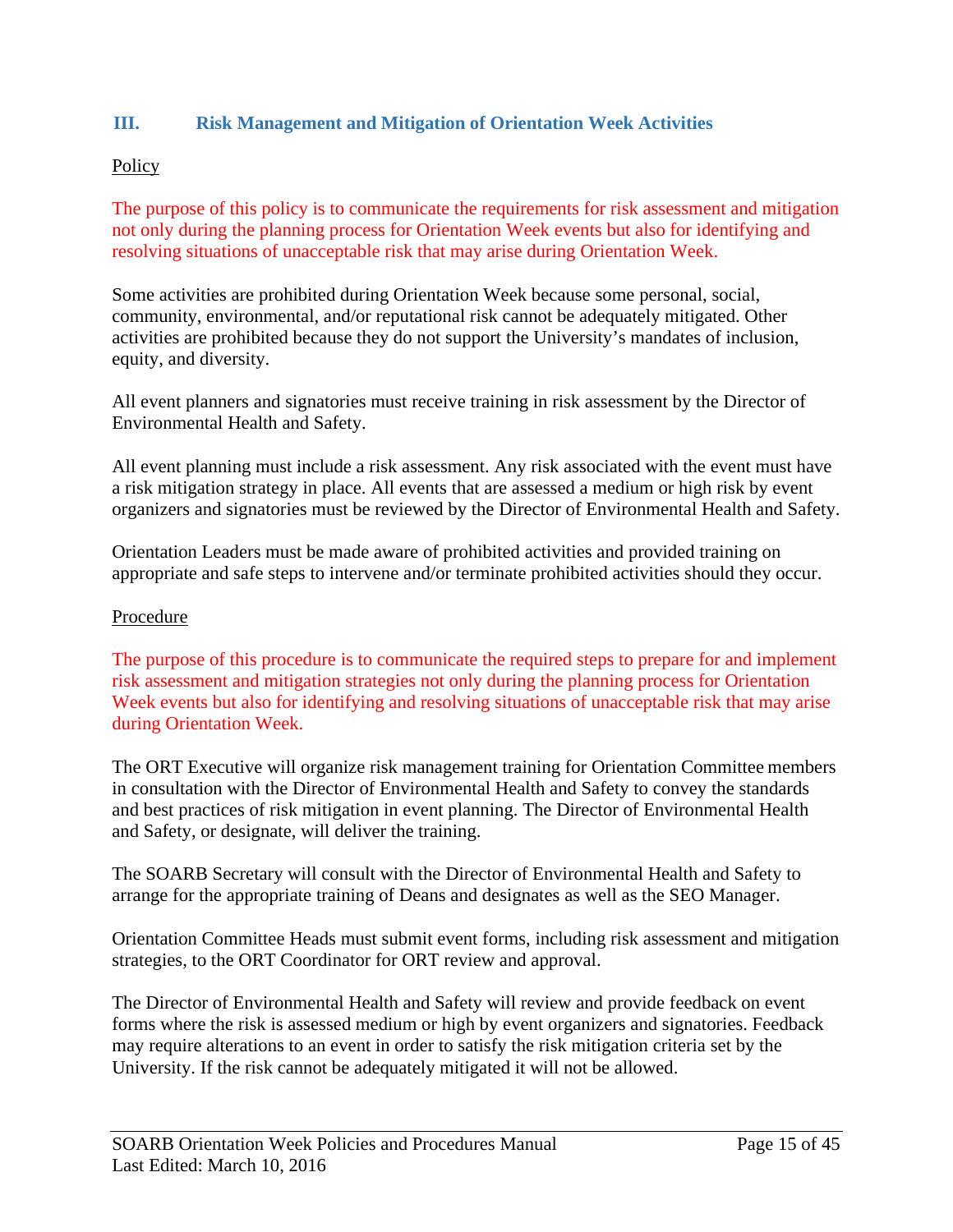## III. Risk Management and Mitigation of Orientation Week Activities

Policy

The purpose of this policy is to communicate the requirements for risk assessment and mitigation not only during the planning process for Orientation Week events but also for identifying and resolving situations of unacceptable risk that may arise during Orientation Week.

Some activities are prohibited during Orientation Week because some personal, social, community, environmental, and/or reputational risk cannot be adequately mitigated. Other activities are prohibited because they do not support the University's mandates of inclusion, equity, and diversity.

All event planners and signatories must receive training in risk assessment by the Director of Environmental Health and Safety.

All event planning must include a risk assessment. Any risk associated with the event must have a risk mitigation strategy in place. All events that are assessed a medium or high risk by event organizers and signatories must be reviewed by the Director of Environmental Health and Safety.

Orientation Leaders must be made aware of prohibited activities and provided training on appropriate and safe steps to intervene and/or terminate prohibited activities should they occur.

Procedure

The purpose of this procedure is to communicate the required steps to prepare for and implement risk assessment and mitigation strategies not only during the planning process for Orientation Week events but also for identifying and resolving situations of unacceptable risk that may arise during Orientation Week.

The ORT Executive will organize risk management training for Orientation Committee members in consultation with the Director of Environmental Health and Safety to convey the standards and best practices of risk mitigation in event planning. The Director of Environmental Health and Safety, or designate, will deliver the training.

The SOARB Secretary will consult with the Director of Environmental Health and Safety to arrange for the appropriate training of Deans and designates as well as the SEO Manager.

Orientation Committee Heads must submit event forms, including risk assessment and mitigation strategies, to the ORT Coordinator for ORT review and approval.

The Director of Environmental Health and Safety will review and provide feedback on event forms where the risk is assessed medium or high by event organizers and signatories. Feedback may require alterations to an event in order to satisfy the risk mitigation criteria set by the University. If the risk cannot be adequately mitigated it will not be allowed.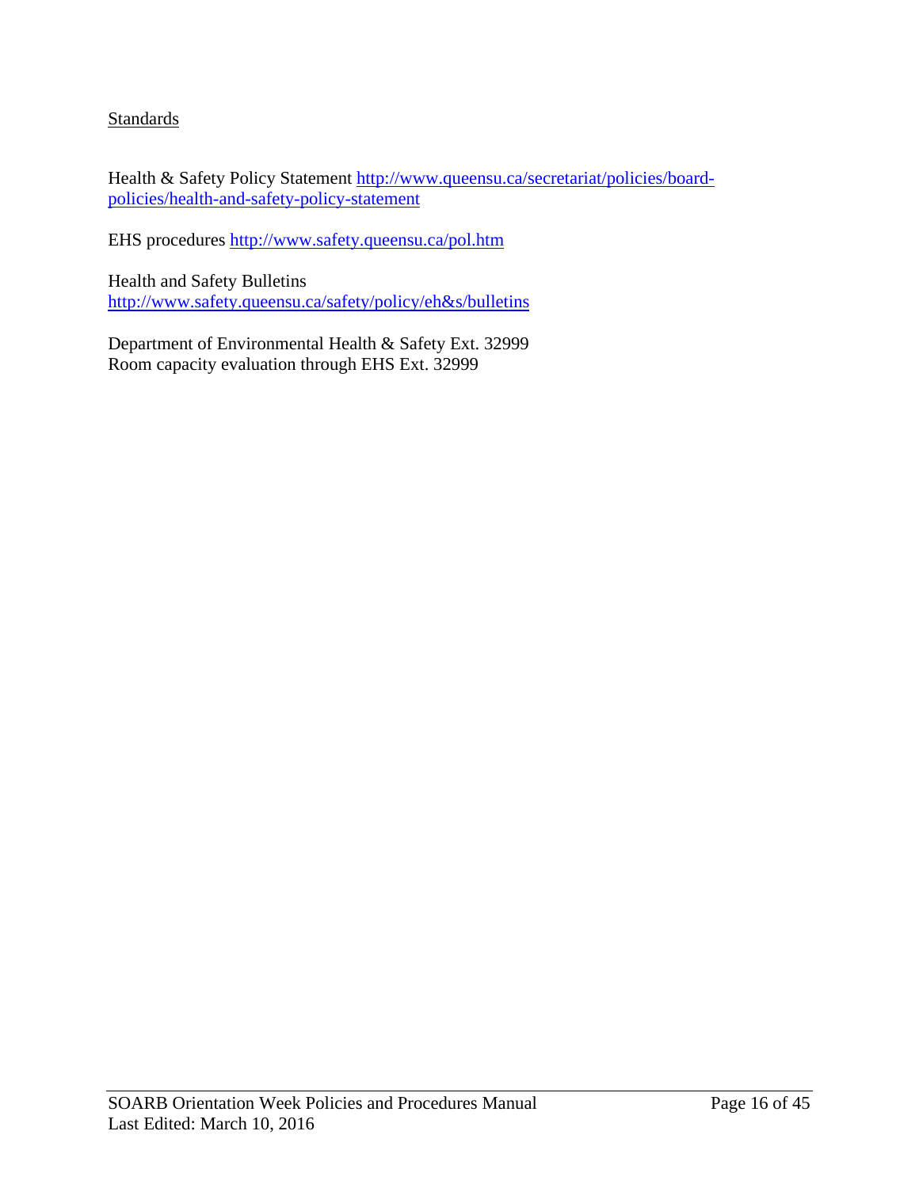Standards

Health & Safety Policy Statement [http://www.queensu.ca/secretariat/policies/board-policies/health-and-safety-policy-statement](http://www.queensu.ca/secretariat/policies/board-policies/health-and-safety-policy-statement)

EHS procedures [http://www.safety.queensu.ca/pol.htm](http://www.safety.queensu.ca/pol.htm)

Health and Safety Bulletins
[http://www.safety.queensu.ca/safety/policy/eh&s/bulletins](http://www.safety.queensu.ca/safety/policy/eh&s/bulletins)

Department of Environmental Health & Safety Ext. 32999
Room capacity evaluation through EHS Ext. 32999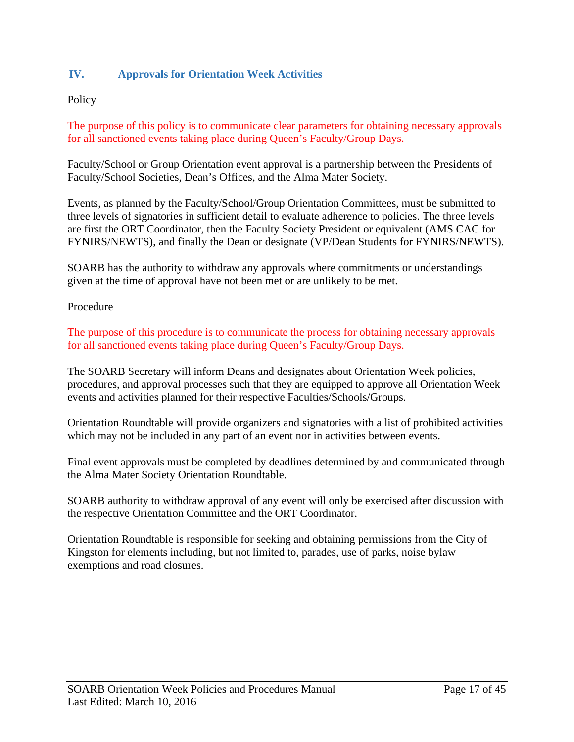## IV. Approvals for Orientation Week Activities

Policy

The purpose of this policy is to communicate clear parameters for obtaining necessary approvals for all sanctioned events taking place during Queen's Faculty/Group Days.

Faculty/School or Group Orientation event approval is a partnership between the Presidents of Faculty/School Societies, Dean's Offices, and the Alma Mater Society.

Events, as planned by the Faculty/School/Group Orientation Committees, must be submitted to three levels of signatories in sufficient detail to evaluate adherence to policies. The three levels are first the ORT Coordinator, then the Faculty Society President or equivalent (AMS CAC for FYNIRS/NEWTS), and finally the Dean or designate (VP/Dean Students for FYNIRS/NEWTS).

SOARB has the authority to withdraw any approvals where commitments or understandings given at the time of approval have not been met or are unlikely to be met.

Procedure

The purpose of this procedure is to communicate the process for obtaining necessary approvals for all sanctioned events taking place during Queen's Faculty/Group Days.

The SOARB Secretary will inform Deans and designates about Orientation Week policies, procedures, and approval processes such that they are equipped to approve all Orientation Week events and activities planned for their respective Faculties/Schools/Groups.

Orientation Roundtable will provide organizers and signatories with a list of prohibited activities which may not be included in any part of an event nor in activities between events.

Final event approvals must be completed by deadlines determined by and communicated through the Alma Mater Society Orientation Roundtable.

SOARB authority to withdraw approval of any event will only be exercised after discussion with the respective Orientation Committee and the ORT Coordinator.

Orientation Roundtable is responsible for seeking and obtaining permissions from the City of Kingston for elements including, but not limited to, parades, use of parks, noise bylaw exemptions and road closures.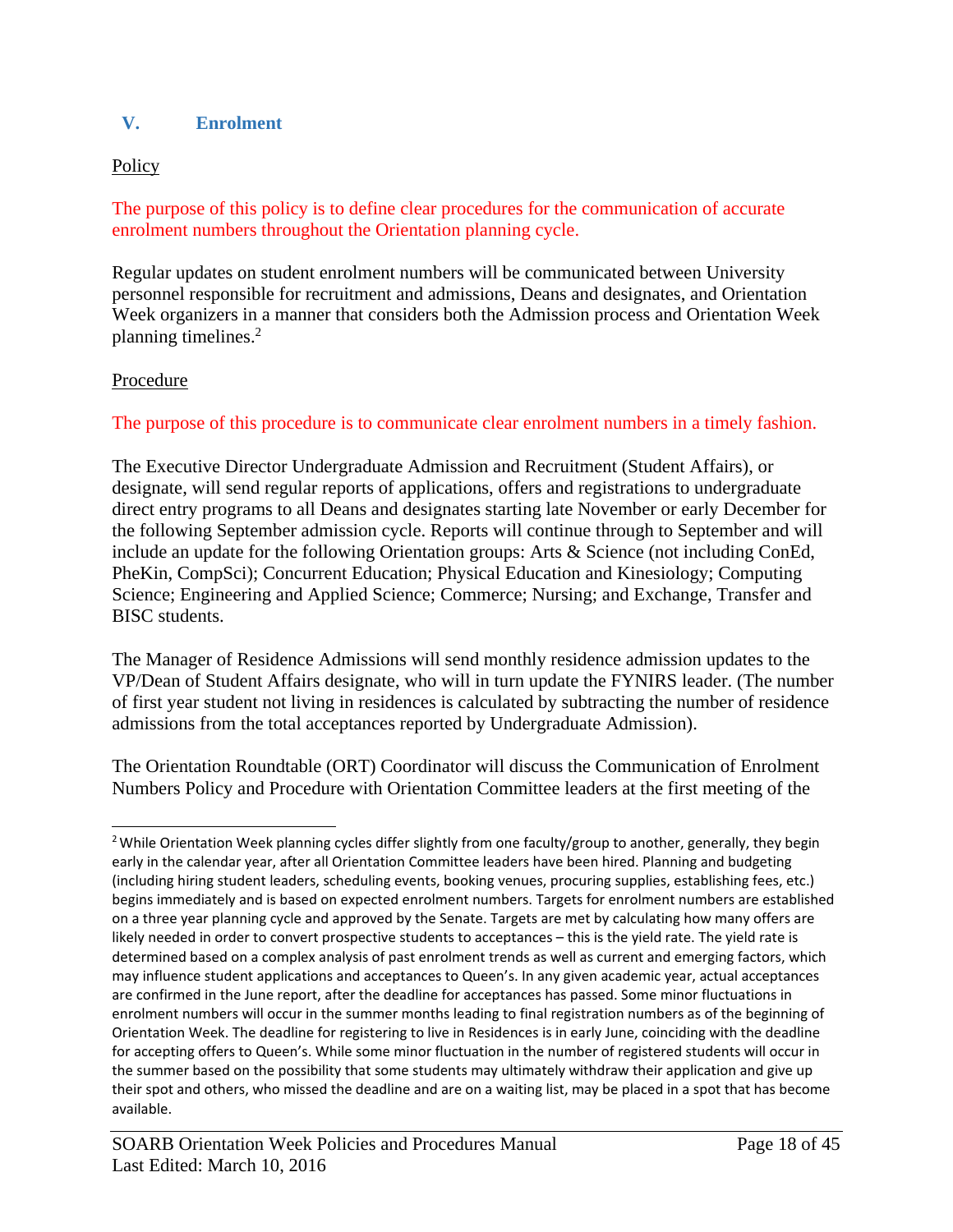## V. Enrolment

Policy

The purpose of this policy is to define clear procedures for the communication of accurate enrolment numbers throughout the Orientation planning cycle.

Regular updates on student enrolment numbers will be communicated between University personnel responsible for recruitment and admissions, Deans and designates, and Orientation Week organizers in a manner that considers both the Admission process and Orientation Week planning timelines.[2]

Procedure

The purpose of this procedure is to communicate clear enrolment numbers in a timely fashion.

The Executive Director Undergraduate Admission and Recruitment (Student Affairs), or designate, will send regular reports of applications, offers and registrations to undergraduate direct entry programs to all Deans and designates starting late November or early December for the following September admission cycle. Reports will continue through to September and will include an update for the following Orientation groups: Arts & Science (not including ConEd, PheKin, CompSci); Concurrent Education; Physical Education and Kinesiology; Computing Science; Engineering and Applied Science; Commerce; Nursing; and Exchange, Transfer and BISC students.

The Manager of Residence Admissions will send monthly residence admission updates to the VP/Dean of Student Affairs designate, who will in turn update the FYNIRS leader. (The number of first year student not living in residences is calculated by subtracting the number of residence admissions from the total acceptances reported by Undergraduate Admission).

The Orientation Roundtable (ORT) Coordinator will discuss the Communication of Enrolment Numbers Policy and Procedure with Orientation Committee leaders at the first meeting of the

---

[2] While Orientation Week planning cycles differ slightly from one faculty/group to another, generally, they begin early in the calendar year, after all Orientation Committee leaders have been hired. Planning and budgeting (including hiring student leaders, scheduling events, booking venues, procuring supplies, establishing fees, etc.) begins immediately and is based on expected enrolment numbers. Targets for enrolment numbers are established on a three year planning cycle and approved by the Senate. Targets are met by calculating how many offers are likely needed in order to convert prospective students to acceptances – this is the yield rate. The yield rate is determined based on a complex analysis of past enrolment trends as well as current and emerging factors, which may influence student applications and acceptances to Queen's. In any given academic year, actual acceptances are confirmed in the June report, after the deadline for acceptances has passed. Some minor fluctuations in enrolment numbers will occur in the summer months leading to final registration numbers as of the beginning of Orientation Week. The deadline for registering to live in Residences is in early June, coinciding with the deadline for accepting offers to Queen's. While some minor fluctuation in the number of registered students will occur in the summer based on the possibility that some students may ultimately withdraw their application and give up their spot and others, who missed the deadline and are on a waiting list, may be placed in a spot that has become available.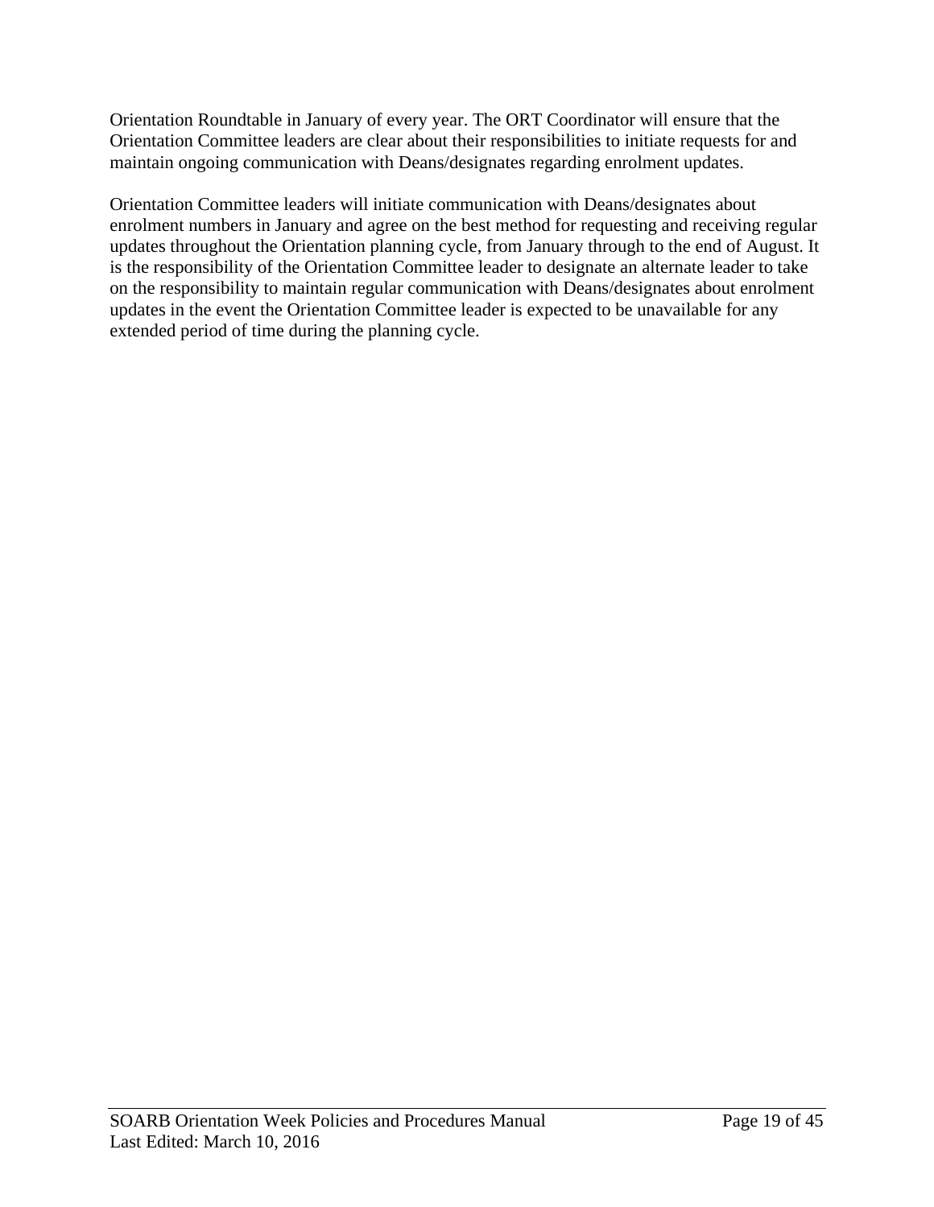Orientation Roundtable in January of every year. The ORT Coordinator will ensure that the Orientation Committee leaders are clear about their responsibilities to initiate requests for and maintain ongoing communication with Deans/designates regarding enrolment updates.

Orientation Committee leaders will initiate communication with Deans/designates about enrolment numbers in January and agree on the best method for requesting and receiving regular updates throughout the Orientation planning cycle, from January through to the end of August. It is the responsibility of the Orientation Committee leader to designate an alternate leader to take on the responsibility to maintain regular communication with Deans/designates about enrolment updates in the event the Orientation Committee leader is expected to be unavailable for any extended period of time during the planning cycle.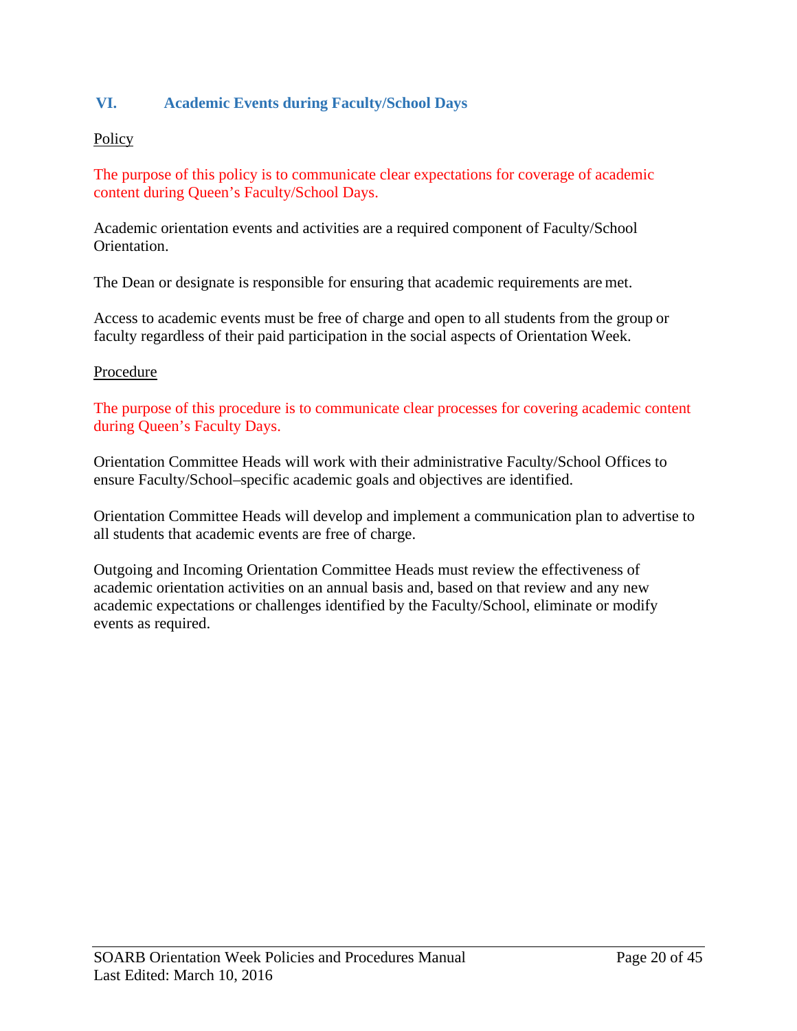## VI. Academic Events during Faculty/School Days

<u>Policy</u>

The purpose of this policy is to communicate clear expectations for coverage of academic content during Queen's Faculty/School Days.

Academic orientation events and activities are a required component of Faculty/School Orientation.

The Dean or designate is responsible for ensuring that academic requirements are met.

Access to academic events must be free of charge and open to all students from the group or faculty regardless of their paid participation in the social aspects of Orientation Week.

<u>Procedure</u>

The purpose of this procedure is to communicate clear processes for covering academic content during Queen's Faculty Days.

Orientation Committee Heads will work with their administrative Faculty/School Offices to ensure Faculty/School–specific academic goals and objectives are identified.

Orientation Committee Heads will develop and implement a communication plan to advertise to all students that academic events are free of charge.

Outgoing and Incoming Orientation Committee Heads must review the effectiveness of academic orientation activities on an annual basis and, based on that review and any new academic expectations or challenges identified by the Faculty/School, eliminate or modify events as required.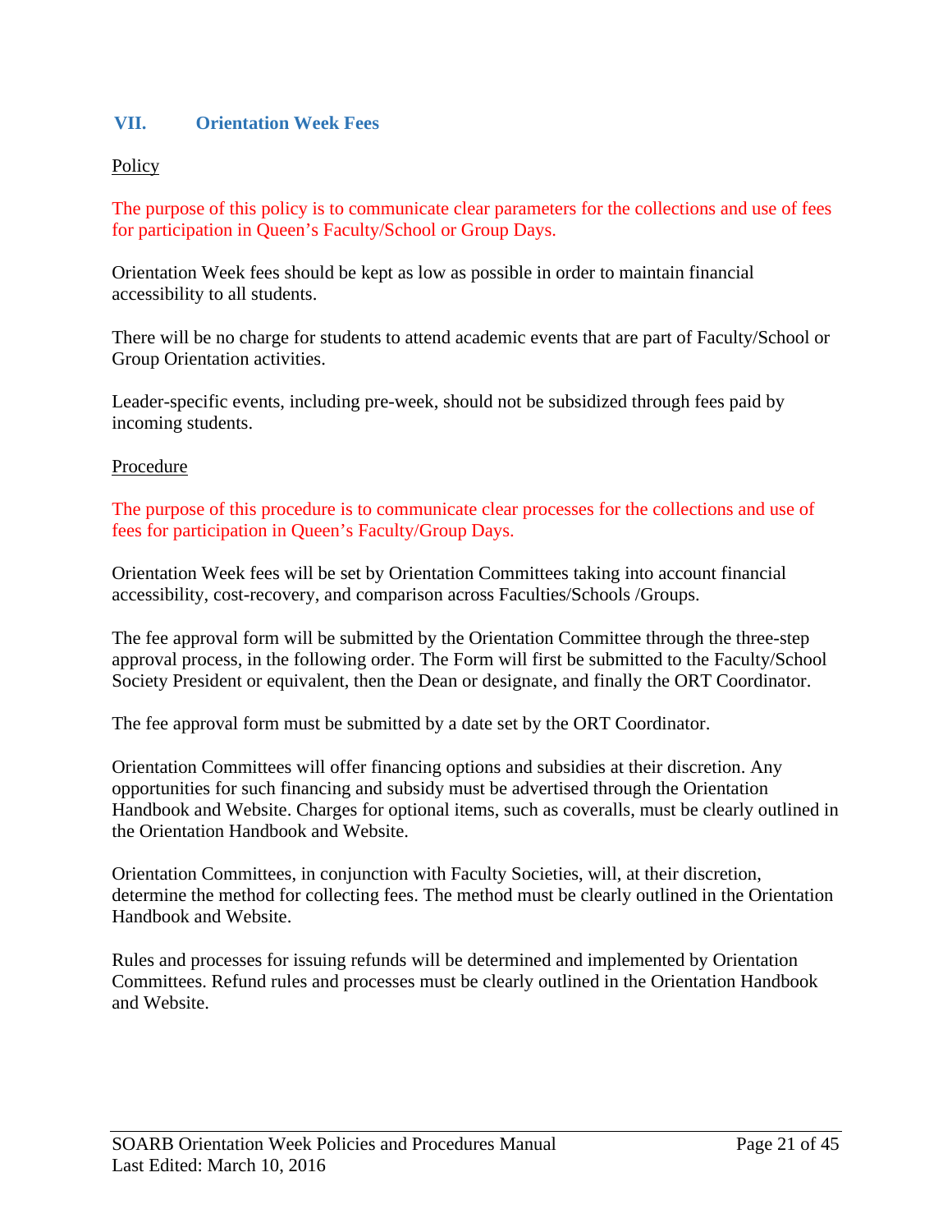## VII. Orientation Week Fees

<u>Policy</u>

The purpose of this policy is to communicate clear parameters for the collections and use of fees for participation in Queen's Faculty/School or Group Days.

Orientation Week fees should be kept as low as possible in order to maintain financial accessibility to all students.

There will be no charge for students to attend academic events that are part of Faculty/School or Group Orientation activities.

Leader-specific events, including pre-week, should not be subsidized through fees paid by incoming students.

<u>Procedure</u>

The purpose of this procedure is to communicate clear processes for the collections and use of fees for participation in Queen's Faculty/Group Days.

Orientation Week fees will be set by Orientation Committees taking into account financial accessibility, cost-recovery, and comparison across Faculties/Schools /Groups.

The fee approval form will be submitted by the Orientation Committee through the three-step approval process, in the following order. The Form will first be submitted to the Faculty/School Society President or equivalent, then the Dean or designate, and finally the ORT Coordinator.

The fee approval form must be submitted by a date set by the ORT Coordinator.

Orientation Committees will offer financing options and subsidies at their discretion. Any opportunities for such financing and subsidy must be advertised through the Orientation Handbook and Website. Charges for optional items, such as coveralls, must be clearly outlined in the Orientation Handbook and Website.

Orientation Committees, in conjunction with Faculty Societies, will, at their discretion, determine the method for collecting fees. The method must be clearly outlined in the Orientation Handbook and Website.

Rules and processes for issuing refunds will be determined and implemented by Orientation Committees. Refund rules and processes must be clearly outlined in the Orientation Handbook and Website.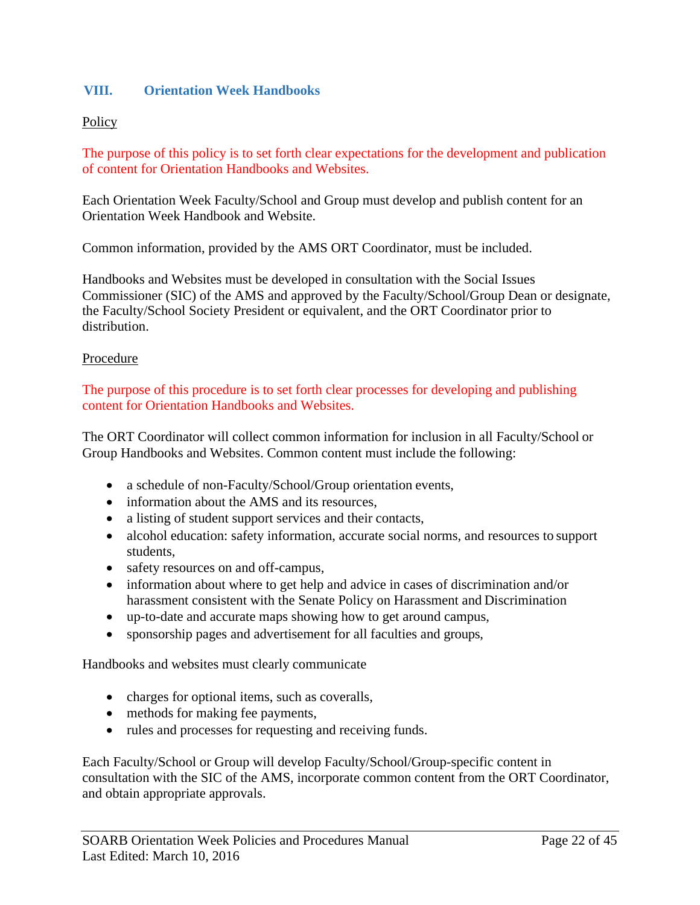## VIII. Orientation Week Handbooks

Policy

The purpose of this policy is to set forth clear expectations for the development and publication of content for Orientation Handbooks and Websites.

Each Orientation Week Faculty/School and Group must develop and publish content for an Orientation Week Handbook and Website.

Common information, provided by the AMS ORT Coordinator, must be included.

Handbooks and Websites must be developed in consultation with the Social Issues Commissioner (SIC) of the AMS and approved by the Faculty/School/Group Dean or designate, the Faculty/School Society President or equivalent, and the ORT Coordinator prior to distribution.

Procedure

The purpose of this procedure is to set forth clear processes for developing and publishing content for Orientation Handbooks and Websites.

The ORT Coordinator will collect common information for inclusion in all Faculty/School or Group Handbooks and Websites. Common content must include the following:

- a schedule of non-Faculty/School/Group orientation events,
- information about the AMS and its resources,
- a listing of student support services and their contacts,
- alcohol education: safety information, accurate social norms, and resources to support students,
- safety resources on and off-campus,
- information about where to get help and advice in cases of discrimination and/or harassment consistent with the Senate Policy on Harassment and Discrimination
- up-to-date and accurate maps showing how to get around campus,
- sponsorship pages and advertisement for all faculties and groups,

Handbooks and websites must clearly communicate

- charges for optional items, such as coveralls,
- methods for making fee payments,
- rules and processes for requesting and receiving funds.

Each Faculty/School or Group will develop Faculty/School/Group-specific content in consultation with the SIC of the AMS, incorporate common content from the ORT Coordinator, and obtain appropriate approvals.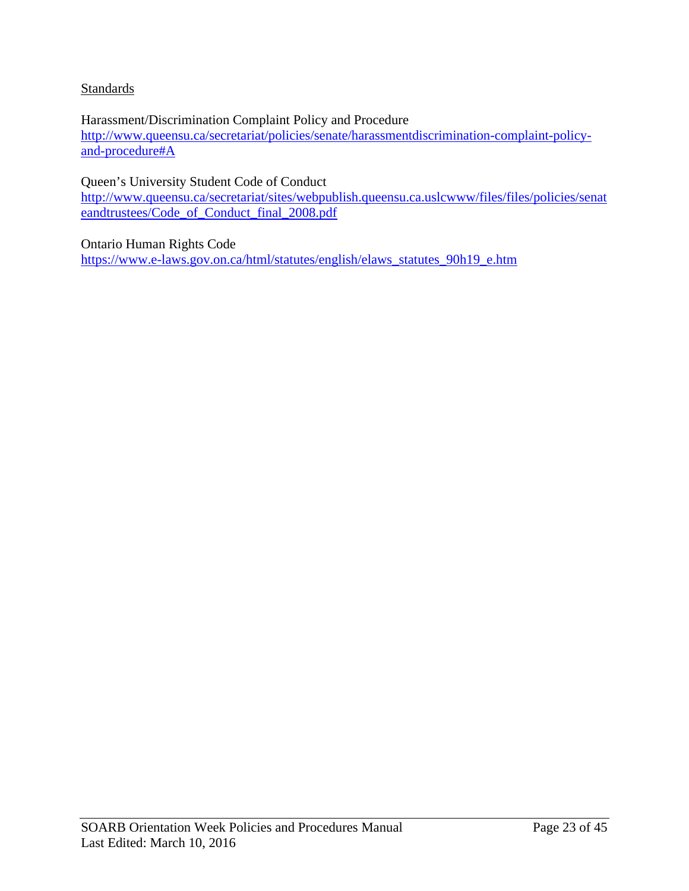Standards

Harassment/Discrimination Complaint Policy and Procedure
http://www.queensu.ca/secretariat/policies/senate/harassmentdiscrimination-complaint-policy-and-procedure#A

Queen's University Student Code of Conduct
http://www.queensu.ca/secretariat/sites/webpublish.queensu.ca.uslcwww/files/files/policies/senateandtrustees/Code_of_Conduct_final_2008.pdf

Ontario Human Rights Code
https://www.e-laws.gov.on.ca/html/statutes/english/elaws_statutes_90h19_e.htm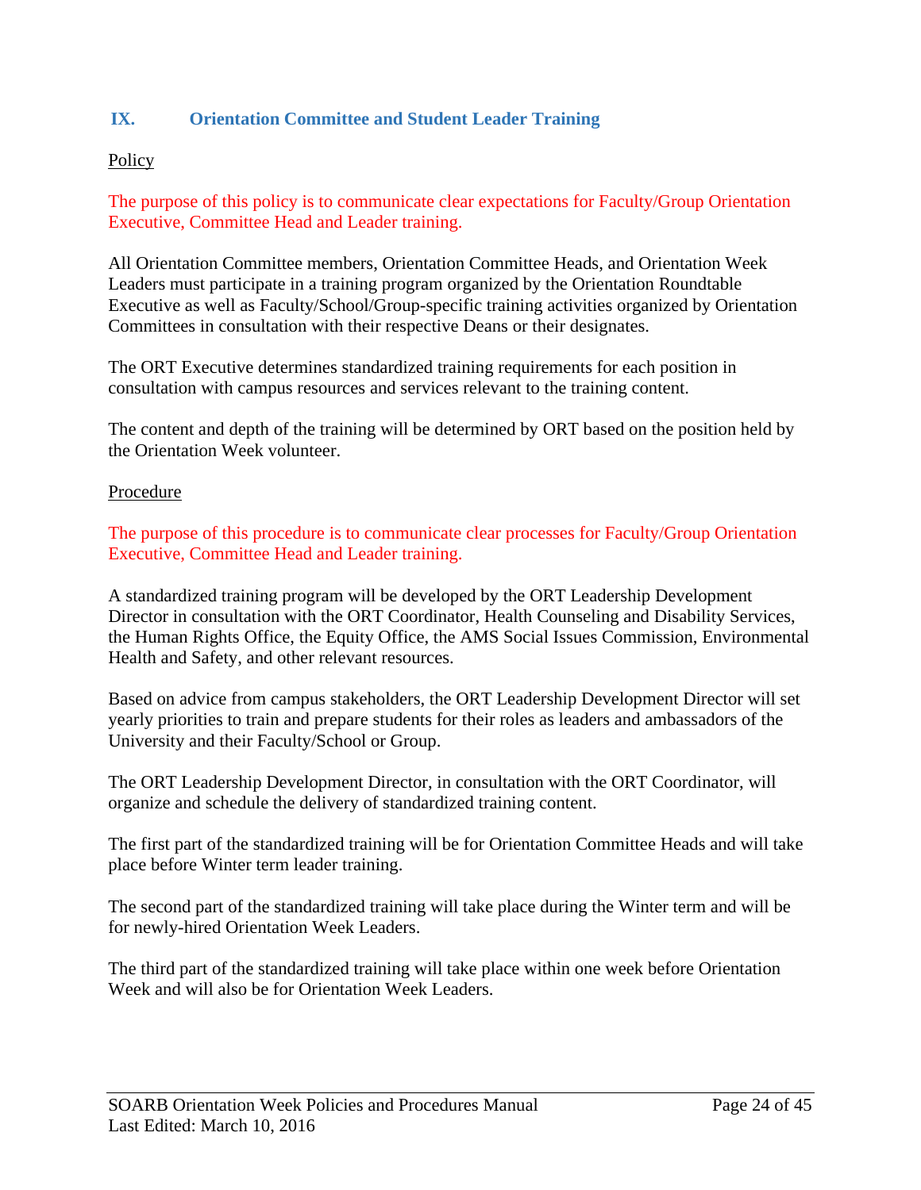## IX. Orientation Committee and Student Leader Training

Policy

The purpose of this policy is to communicate clear expectations for Faculty/Group Orientation Executive, Committee Head and Leader training.

All Orientation Committee members, Orientation Committee Heads, and Orientation Week Leaders must participate in a training program organized by the Orientation Roundtable Executive as well as Faculty/School/Group-specific training activities organized by Orientation Committees in consultation with their respective Deans or their designates.

The ORT Executive determines standardized training requirements for each position in consultation with campus resources and services relevant to the training content.

The content and depth of the training will be determined by ORT based on the position held by the Orientation Week volunteer.

Procedure

The purpose of this procedure is to communicate clear processes for Faculty/Group Orientation Executive, Committee Head and Leader training.

A standardized training program will be developed by the ORT Leadership Development Director in consultation with the ORT Coordinator, Health Counseling and Disability Services, the Human Rights Office, the Equity Office, the AMS Social Issues Commission, Environmental Health and Safety, and other relevant resources.

Based on advice from campus stakeholders, the ORT Leadership Development Director will set yearly priorities to train and prepare students for their roles as leaders and ambassadors of the University and their Faculty/School or Group.

The ORT Leadership Development Director, in consultation with the ORT Coordinator, will organize and schedule the delivery of standardized training content.

The first part of the standardized training will be for Orientation Committee Heads and will take place before Winter term leader training.

The second part of the standardized training will take place during the Winter term and will be for newly-hired Orientation Week Leaders.

The third part of the standardized training will take place within one week before Orientation Week and will also be for Orientation Week Leaders.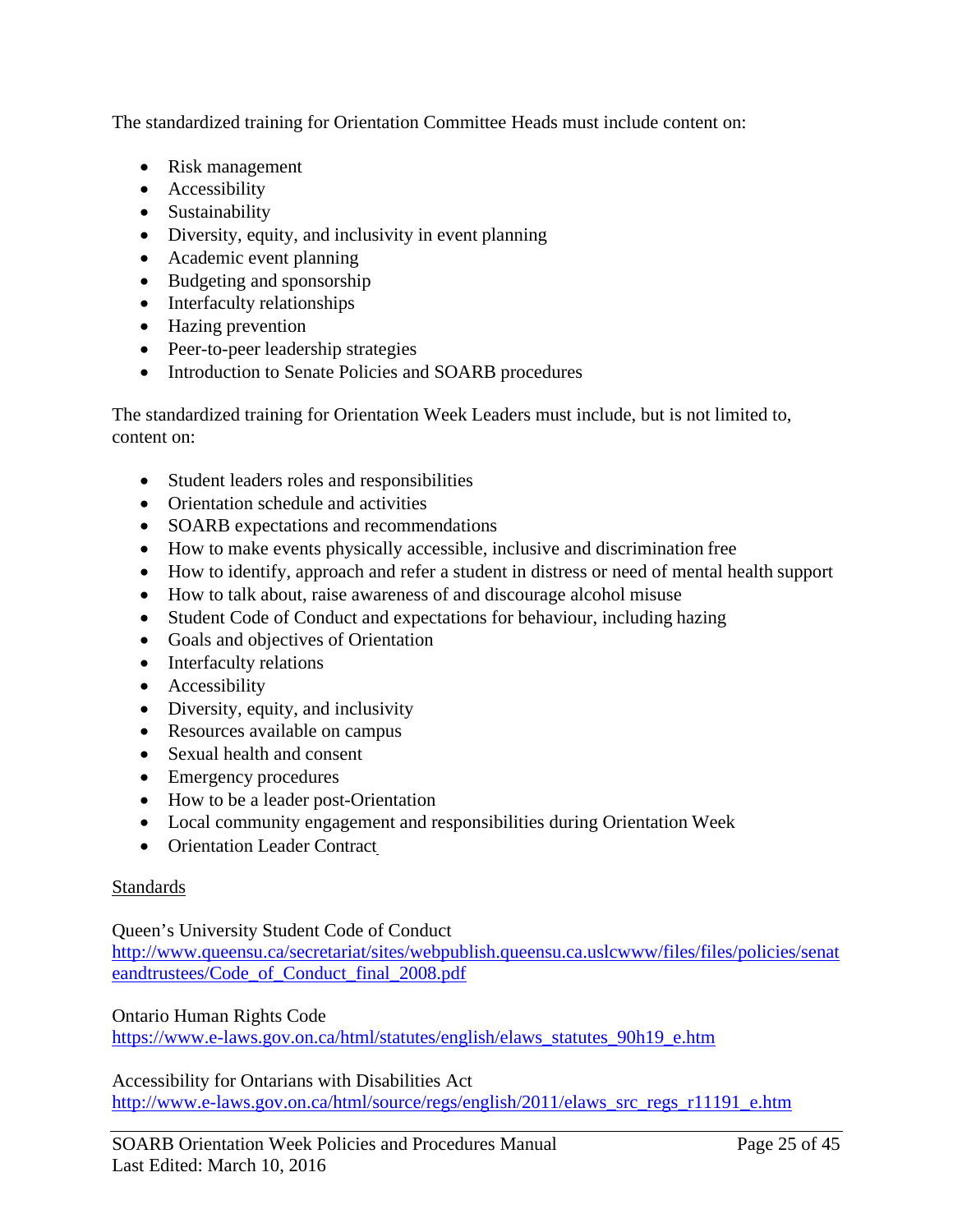The standardized training for Orientation Committee Heads must include content on:

- Risk management
- Accessibility
- Sustainability
- Diversity, equity, and inclusivity in event planning
- Academic event planning
- Budgeting and sponsorship
- Interfaculty relationships
- Hazing prevention
- Peer-to-peer leadership strategies
- Introduction to Senate Policies and SOARB procedures

The standardized training for Orientation Week Leaders must include, but is not limited to, content on:

- Student leaders roles and responsibilities
- Orientation schedule and activities
- SOARB expectations and recommendations
- How to make events physically accessible, inclusive and discrimination free
- How to identify, approach and refer a student in distress or need of mental health support
- How to talk about, raise awareness of and discourage alcohol misuse
- Student Code of Conduct and expectations for behaviour, including hazing
- Goals and objectives of Orientation
- Interfaculty relations
- Accessibility
- Diversity, equity, and inclusivity
- Resources available on campus
- Sexual health and consent
- Emergency procedures
- How to be a leader post-Orientation
- Local community engagement and responsibilities during Orientation Week
- Orientation Leader Contract

Standards

Queen's University Student Code of Conduct
http://www.queensu.ca/secretariat/sites/webpublish.queensu.ca.uslcwww/files/files/policies/senateandtrustees/Code_of_Conduct_final_2008.pdf

Ontario Human Rights Code
https://www.e-laws.gov.on.ca/html/statutes/english/elaws_statutes_90h19_e.htm

Accessibility for Ontarians with Disabilities Act
http://www.e-laws.gov.on.ca/html/source/regs/english/2011/elaws_src_regs_r11191_e.htm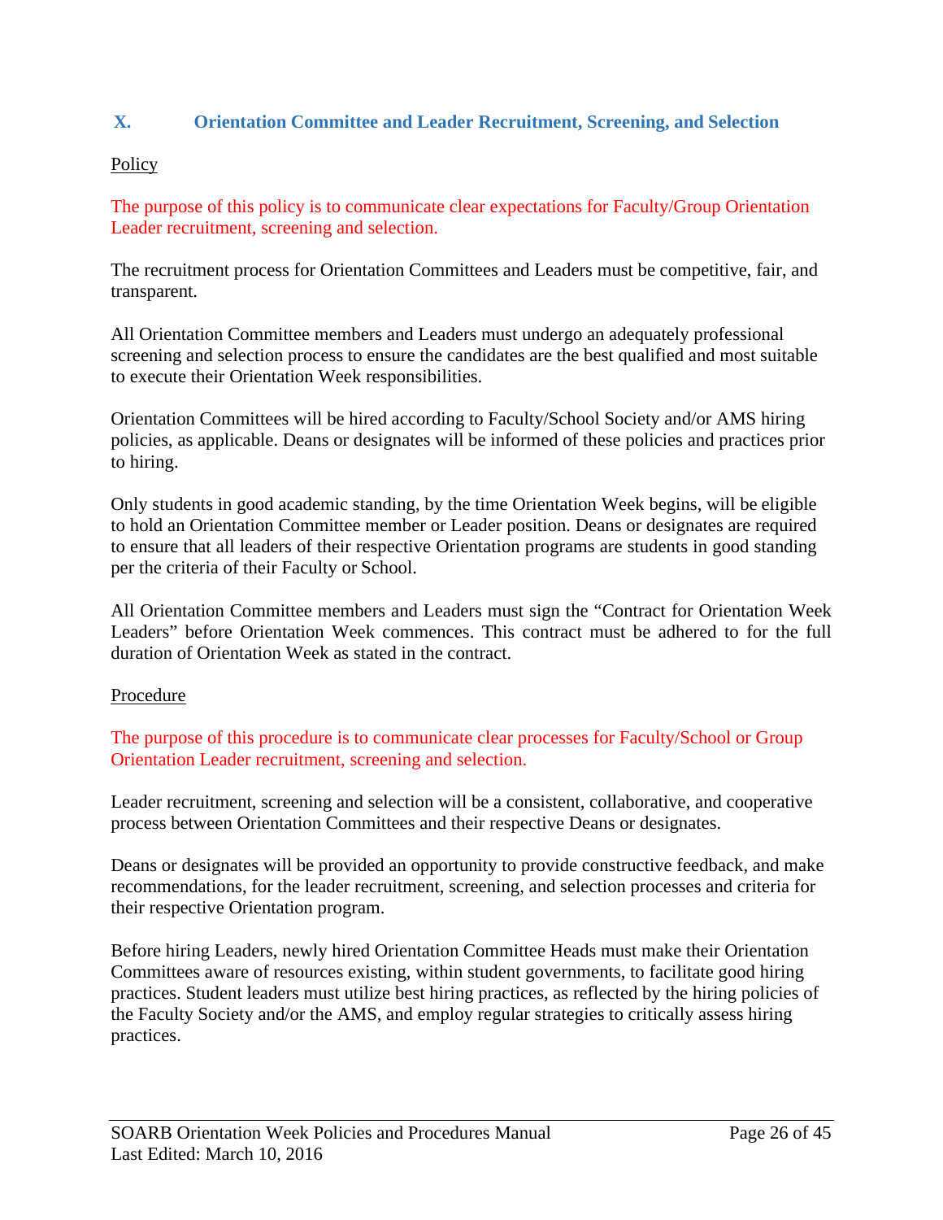## X. Orientation Committee and Leader Recruitment, Screening, and Selection

Policy

The purpose of this policy is to communicate clear expectations for Faculty/Group Orientation Leader recruitment, screening and selection.

The recruitment process for Orientation Committees and Leaders must be competitive, fair, and transparent.

All Orientation Committee members and Leaders must undergo an adequately professional screening and selection process to ensure the candidates are the best qualified and most suitable to execute their Orientation Week responsibilities.

Orientation Committees will be hired according to Faculty/School Society and/or AMS hiring policies, as applicable. Deans or designates will be informed of these policies and practices prior to hiring.

Only students in good academic standing, by the time Orientation Week begins, will be eligible to hold an Orientation Committee member or Leader position. Deans or designates are required to ensure that all leaders of their respective Orientation programs are students in good standing per the criteria of their Faculty or School.

All Orientation Committee members and Leaders must sign the "Contract for Orientation Week Leaders" before Orientation Week commences. This contract must be adhered to for the full duration of Orientation Week as stated in the contract.

Procedure

The purpose of this procedure is to communicate clear processes for Faculty/School or Group Orientation Leader recruitment, screening and selection.

Leader recruitment, screening and selection will be a consistent, collaborative, and cooperative process between Orientation Committees and their respective Deans or designates.

Deans or designates will be provided an opportunity to provide constructive feedback, and make recommendations, for the leader recruitment, screening, and selection processes and criteria for their respective Orientation program.

Before hiring Leaders, newly hired Orientation Committee Heads must make their Orientation Committees aware of resources existing, within student governments, to facilitate good hiring practices. Student leaders must utilize best hiring practices, as reflected by the hiring policies of the Faculty Society and/or the AMS, and employ regular strategies to critically assess hiring practices.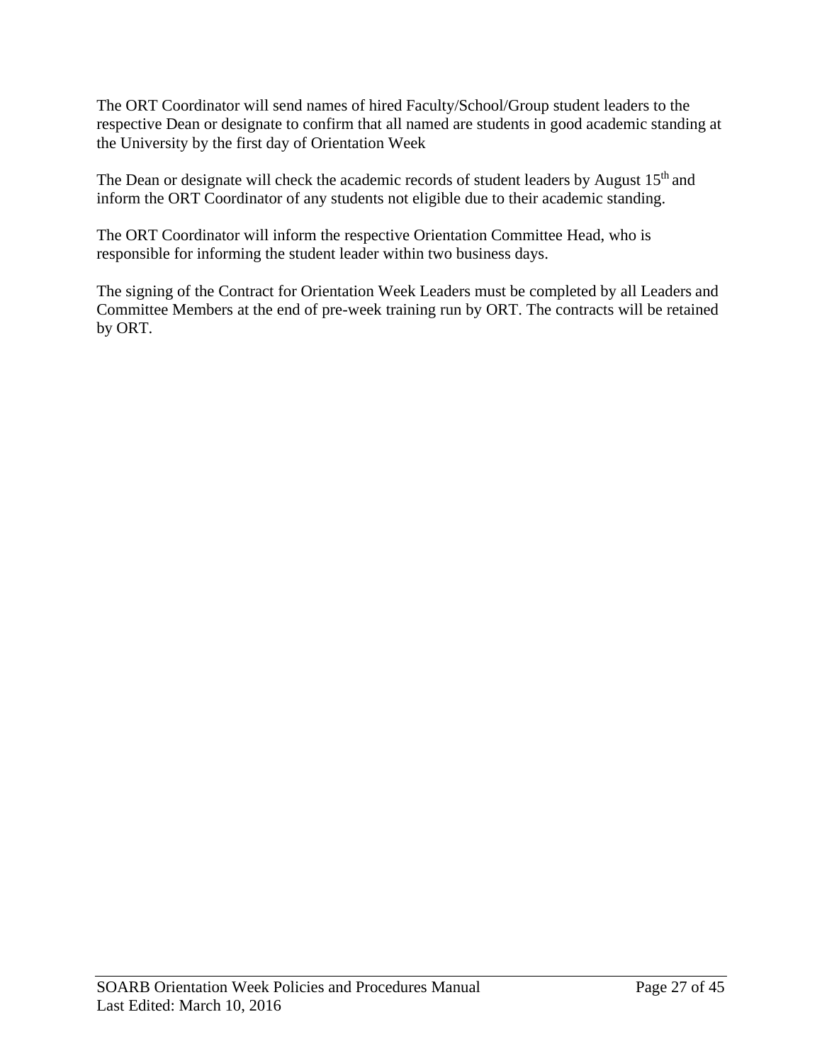The ORT Coordinator will send names of hired Faculty/School/Group student leaders to the respective Dean or designate to confirm that all named are students in good academic standing at the University by the first day of Orientation Week

The Dean or designate will check the academic records of student leaders by August 15th and inform the ORT Coordinator of any students not eligible due to their academic standing.

The ORT Coordinator will inform the respective Orientation Committee Head, who is responsible for informing the student leader within two business days.

The signing of the Contract for Orientation Week Leaders must be completed by all Leaders and Committee Members at the end of pre-week training run by ORT. The contracts will be retained by ORT.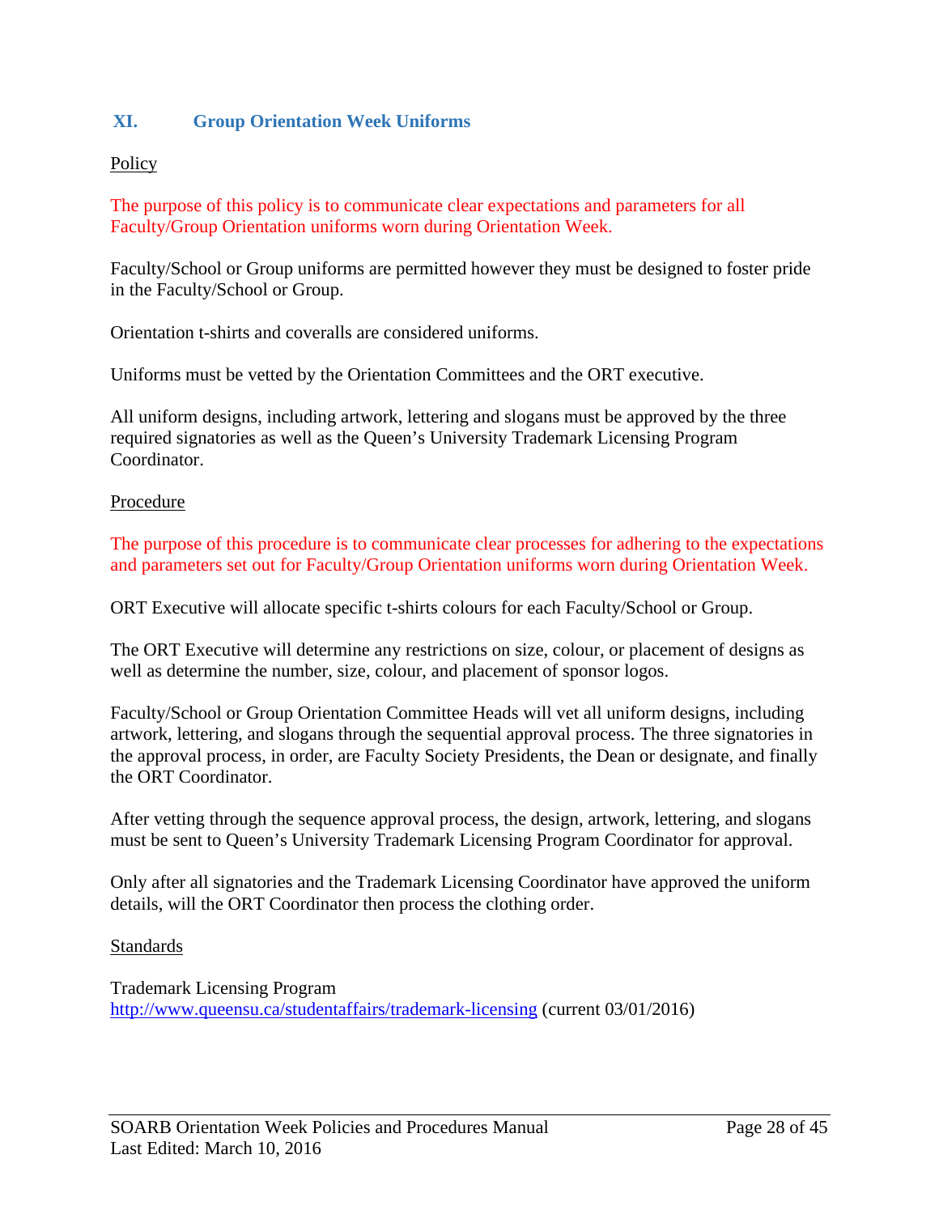## XI. Group Orientation Week Uniforms

Policy

The purpose of this policy is to communicate clear expectations and parameters for all Faculty/Group Orientation uniforms worn during Orientation Week.

Faculty/School or Group uniforms are permitted however they must be designed to foster pride in the Faculty/School or Group.

Orientation t-shirts and coveralls are considered uniforms.

Uniforms must be vetted by the Orientation Committees and the ORT executive.

All uniform designs, including artwork, lettering and slogans must be approved by the three required signatories as well as the Queen's University Trademark Licensing Program Coordinator.

Procedure

The purpose of this procedure is to communicate clear processes for adhering to the expectations and parameters set out for Faculty/Group Orientation uniforms worn during Orientation Week.

ORT Executive will allocate specific t-shirts colours for each Faculty/School or Group.

The ORT Executive will determine any restrictions on size, colour, or placement of designs as well as determine the number, size, colour, and placement of sponsor logos.

Faculty/School or Group Orientation Committee Heads will vet all uniform designs, including artwork, lettering, and slogans through the sequential approval process. The three signatories in the approval process, in order, are Faculty Society Presidents, the Dean or designate, and finally the ORT Coordinator.

After vetting through the sequence approval process, the design, artwork, lettering, and slogans must be sent to Queen's University Trademark Licensing Program Coordinator for approval.

Only after all signatories and the Trademark Licensing Coordinator have approved the uniform details, will the ORT Coordinator then process the clothing order.

Standards

Trademark Licensing Program
http://www.queensu.ca/studentaffairs/trademark-licensing (current 03/01/2016)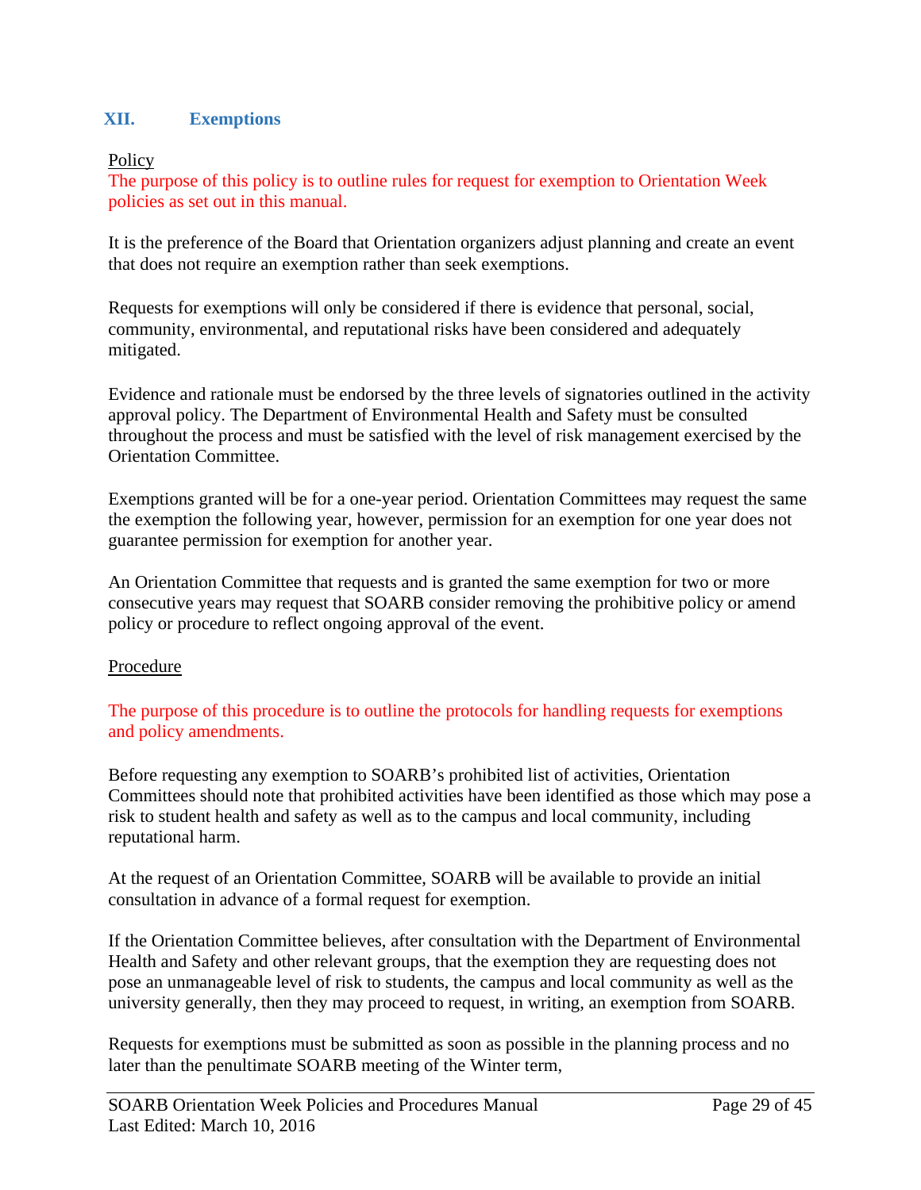## XII. Exemptions

Policy

The purpose of this policy is to outline rules for request for exemption to Orientation Week policies as set out in this manual.

It is the preference of the Board that Orientation organizers adjust planning and create an event that does not require an exemption rather than seek exemptions.

Requests for exemptions will only be considered if there is evidence that personal, social, community, environmental, and reputational risks have been considered and adequately mitigated.

Evidence and rationale must be endorsed by the three levels of signatories outlined in the activity approval policy. The Department of Environmental Health and Safety must be consulted throughout the process and must be satisfied with the level of risk management exercised by the Orientation Committee.

Exemptions granted will be for a one-year period. Orientation Committees may request the same the exemption the following year, however, permission for an exemption for one year does not guarantee permission for exemption for another year.

An Orientation Committee that requests and is granted the same exemption for two or more consecutive years may request that SOARB consider removing the prohibitive policy or amend policy or procedure to reflect ongoing approval of the event.

Procedure

The purpose of this procedure is to outline the protocols for handling requests for exemptions and policy amendments.

Before requesting any exemption to SOARB's prohibited list of activities, Orientation Committees should note that prohibited activities have been identified as those which may pose a risk to student health and safety as well as to the campus and local community, including reputational harm.

At the request of an Orientation Committee, SOARB will be available to provide an initial consultation in advance of a formal request for exemption.

If the Orientation Committee believes, after consultation with the Department of Environmental Health and Safety and other relevant groups, that the exemption they are requesting does not pose an unmanageable level of risk to students, the campus and local community as well as the university generally, then they may proceed to request, in writing, an exemption from SOARB.

Requests for exemptions must be submitted as soon as possible in the planning process and no later than the penultimate SOARB meeting of the Winter term,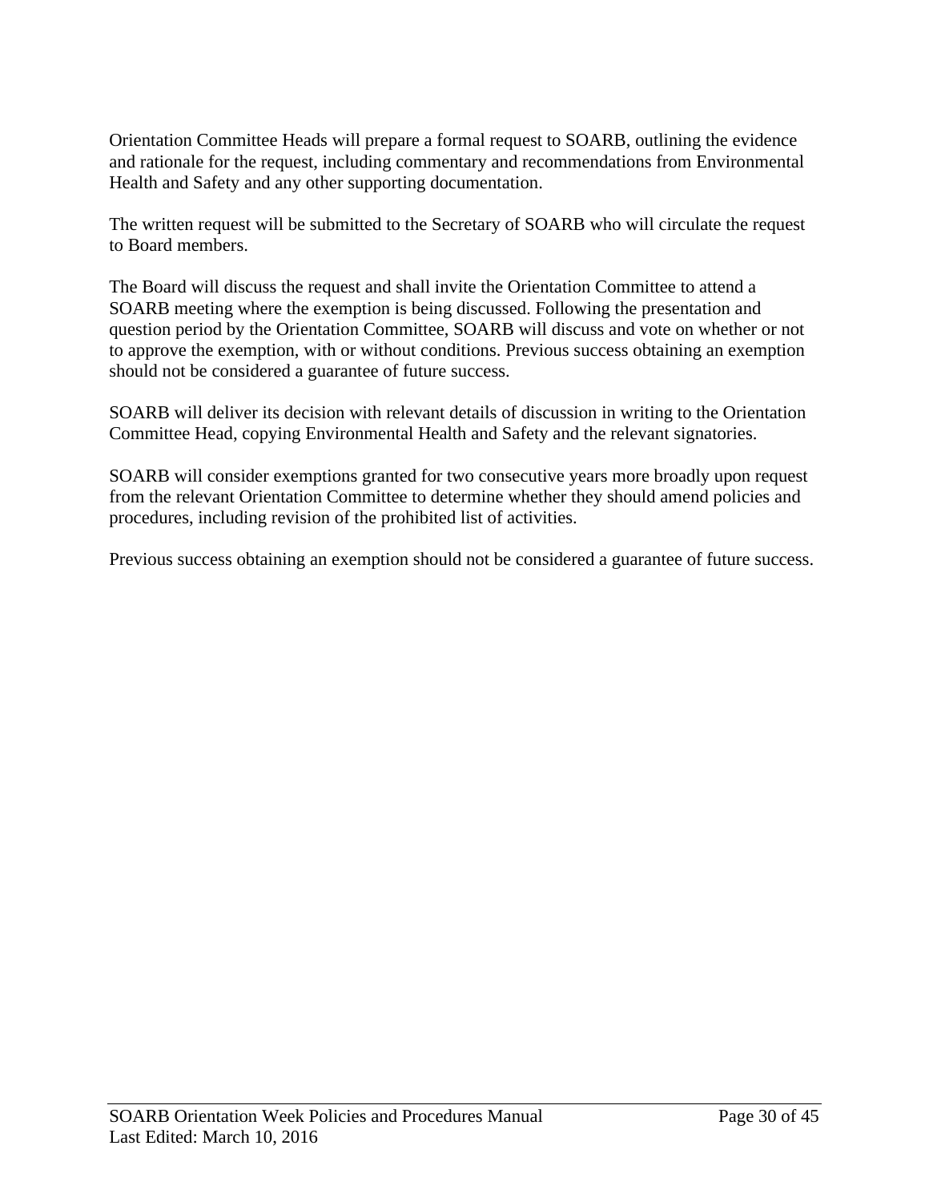Orientation Committee Heads will prepare a formal request to SOARB, outlining the evidence and rationale for the request, including commentary and recommendations from Environmental Health and Safety and any other supporting documentation.

The written request will be submitted to the Secretary of SOARB who will circulate the request to Board members.

The Board will discuss the request and shall invite the Orientation Committee to attend a SOARB meeting where the exemption is being discussed. Following the presentation and question period by the Orientation Committee, SOARB will discuss and vote on whether or not to approve the exemption, with or without conditions. Previous success obtaining an exemption should not be considered a guarantee of future success.

SOARB will deliver its decision with relevant details of discussion in writing to the Orientation Committee Head, copying Environmental Health and Safety and the relevant signatories.

SOARB will consider exemptions granted for two consecutive years more broadly upon request from the relevant Orientation Committee to determine whether they should amend policies and procedures, including revision of the prohibited list of activities.

Previous success obtaining an exemption should not be considered a guarantee of future success.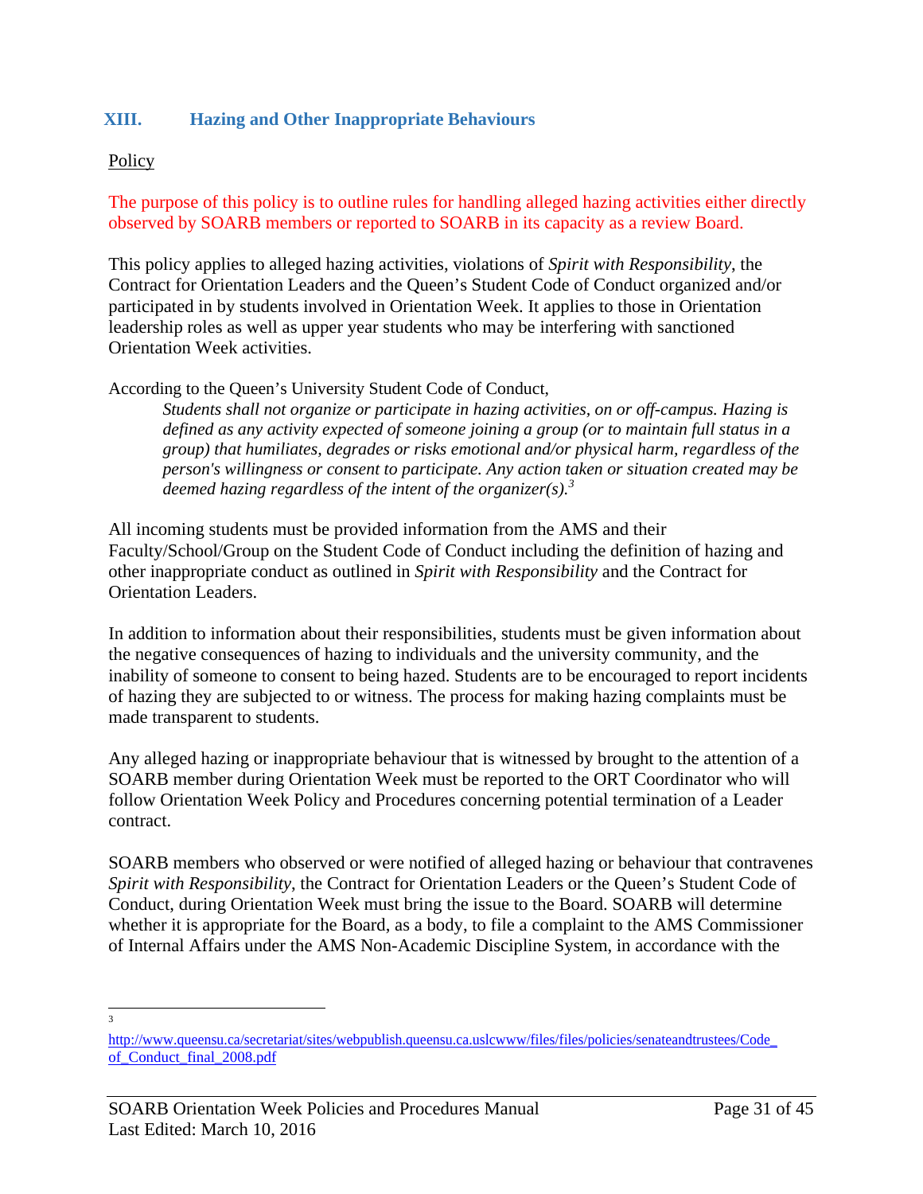## XIII. Hazing and Other Inappropriate Behaviours

Policy

The purpose of this policy is to outline rules for handling alleged hazing activities either directly observed by SOARB members or reported to SOARB in its capacity as a review Board.

This policy applies to alleged hazing activities, violations of *Spirit with Responsibility*, the Contract for Orientation Leaders and the Queen's Student Code of Conduct organized and/or participated in by students involved in Orientation Week. It applies to those in Orientation leadership roles as well as upper year students who may be interfering with sanctioned Orientation Week activities.

According to the Queen's University Student Code of Conduct,

> *Students shall not organize or participate in hazing activities, on or off-campus. Hazing is defined as any activity expected of someone joining a group (or to maintain full status in a group) that humiliates, degrades or risks emotional and/or physical harm, regardless of the person's willingness or consent to participate. Any action taken or situation created may be deemed hazing regardless of the intent of the organizer(s).*[3]

All incoming students must be provided information from the AMS and their Faculty/School/Group on the Student Code of Conduct including the definition of hazing and other inappropriate conduct as outlined in *Spirit with Responsibility* and the Contract for Orientation Leaders.

In addition to information about their responsibilities, students must be given information about the negative consequences of hazing to individuals and the university community, and the inability of someone to consent to being hazed. Students are to be encouraged to report incidents of hazing they are subjected to or witness. The process for making hazing complaints must be made transparent to students.

Any alleged hazing or inappropriate behaviour that is witnessed by brought to the attention of a SOARB member during Orientation Week must be reported to the ORT Coordinator who will follow Orientation Week Policy and Procedures concerning potential termination of a Leader contract.

SOARB members who observed or were notified of alleged hazing or behaviour that contravenes *Spirit with Responsibility*, the Contract for Orientation Leaders or the Queen's Student Code of Conduct, during Orientation Week must bring the issue to the Board. SOARB will determine whether it is appropriate for the Board, as a body, to file a complaint to the AMS Commissioner of Internal Affairs under the AMS Non-Academic Discipline System, in accordance with the

---

[3] http://www.queensu.ca/secretariat/sites/webpublish.queensu.ca.uslcwww/files/files/policies/senateandtrustees/Code_of_Conduct_final_2008.pdf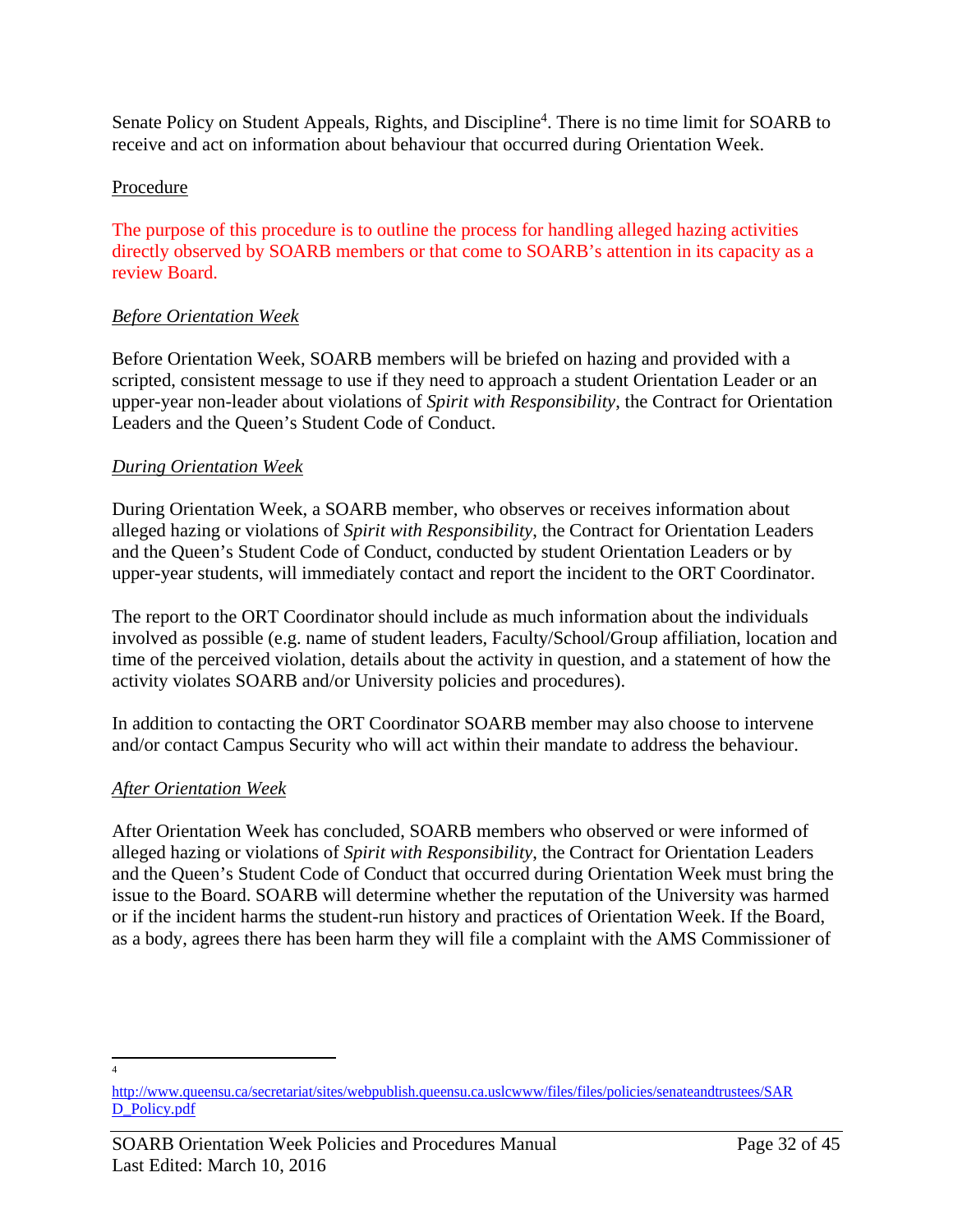Senate Policy on Student Appeals, Rights, and Discipline[4]. There is no time limit for SOARB to receive and act on information about behaviour that occurred during Orientation Week.

Procedure

The purpose of this procedure is to outline the process for handling alleged hazing activities directly observed by SOARB members or that come to SOARB's attention in its capacity as a review Board.

*Before Orientation Week*

Before Orientation Week, SOARB members will be briefed on hazing and provided with a scripted, consistent message to use if they need to approach a student Orientation Leader or an upper-year non-leader about violations of *Spirit with Responsibility*, the Contract for Orientation Leaders and the Queen's Student Code of Conduct.

*During Orientation Week*

During Orientation Week, a SOARB member, who observes or receives information about alleged hazing or violations of *Spirit with Responsibility*, the Contract for Orientation Leaders and the Queen's Student Code of Conduct, conducted by student Orientation Leaders or by upper-year students, will immediately contact and report the incident to the ORT Coordinator.

The report to the ORT Coordinator should include as much information about the individuals involved as possible (e.g. name of student leaders, Faculty/School/Group affiliation, location and time of the perceived violation, details about the activity in question, and a statement of how the activity violates SOARB and/or University policies and procedures).

In addition to contacting the ORT Coordinator SOARB member may also choose to intervene and/or contact Campus Security who will act within their mandate to address the behaviour.

*After Orientation Week*

After Orientation Week has concluded, SOARB members who observed or were informed of alleged hazing or violations of *Spirit with Responsibility*, the Contract for Orientation Leaders and the Queen's Student Code of Conduct that occurred during Orientation Week must bring the issue to the Board. SOARB will determine whether the reputation of the University was harmed or if the incident harms the student-run history and practices of Orientation Week. If the Board, as a body, agrees there has been harm they will file a complaint with the AMS Commissioner of

---

[4] http://www.queensu.ca/secretariat/sites/webpublish.queensu.ca.uslcwww/files/files/policies/senateandtrustees/SARD_Policy.pdf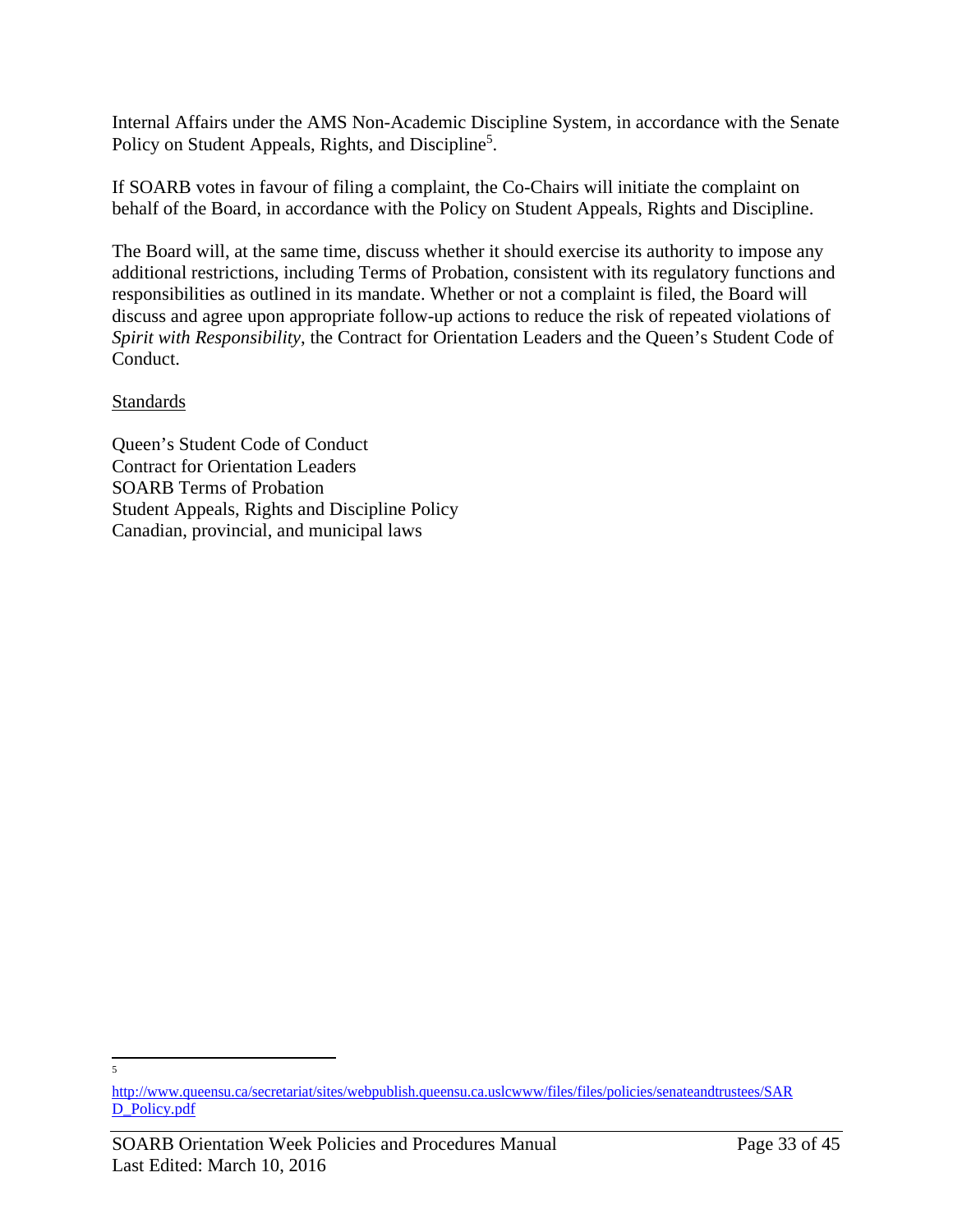Internal Affairs under the AMS Non-Academic Discipline System, in accordance with the Senate Policy on Student Appeals, Rights, and Discipline[5].

If SOARB votes in favour of filing a complaint, the Co-Chairs will initiate the complaint on behalf of the Board, in accordance with the Policy on Student Appeals, Rights and Discipline.

The Board will, at the same time, discuss whether it should exercise its authority to impose any additional restrictions, including Terms of Probation, consistent with its regulatory functions and responsibilities as outlined in its mandate. Whether or not a complaint is filed, the Board will discuss and agree upon appropriate follow-up actions to reduce the risk of repeated violations of *Spirit with Responsibility*, the Contract for Orientation Leaders and the Queen's Student Code of Conduct.

Standards

Queen's Student Code of Conduct
Contract for Orientation Leaders
SOARB Terms of Probation
Student Appeals, Rights and Discipline Policy
Canadian, provincial, and municipal laws

---

[5] http://www.queensu.ca/secretariat/sites/webpublish.queensu.ca.uslcwww/files/files/policies/senateandtrustees/SARD_Policy.pdf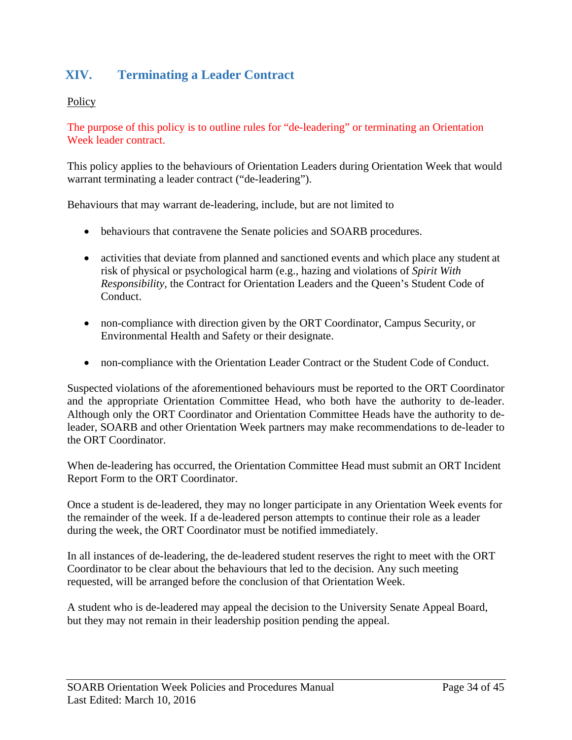## XIV. Terminating a Leader Contract

Policy

The purpose of this policy is to outline rules for "de-leadering" or terminating an Orientation Week leader contract.

This policy applies to the behaviours of Orientation Leaders during Orientation Week that would warrant terminating a leader contract ("de-leadering").

Behaviours that may warrant de-leadering, include, but are not limited to

- behaviours that contravene the Senate policies and SOARB procedures.
- activities that deviate from planned and sanctioned events and which place any student at risk of physical or psychological harm (e.g., hazing and violations of *Spirit With Responsibility*, the Contract for Orientation Leaders and the Queen's Student Code of Conduct.
- non-compliance with direction given by the ORT Coordinator, Campus Security, or Environmental Health and Safety or their designate.
- non-compliance with the Orientation Leader Contract or the Student Code of Conduct.

Suspected violations of the aforementioned behaviours must be reported to the ORT Coordinator and the appropriate Orientation Committee Head, who both have the authority to de-leader. Although only the ORT Coordinator and Orientation Committee Heads have the authority to de-leader, SOARB and other Orientation Week partners may make recommendations to de-leader to the ORT Coordinator.

When de-leadering has occurred, the Orientation Committee Head must submit an ORT Incident Report Form to the ORT Coordinator.

Once a student is de-leadered, they may no longer participate in any Orientation Week events for the remainder of the week. If a de-leadered person attempts to continue their role as a leader during the week, the ORT Coordinator must be notified immediately.

In all instances of de-leadering, the de-leadered student reserves the right to meet with the ORT Coordinator to be clear about the behaviours that led to the decision. Any such meeting requested, will be arranged before the conclusion of that Orientation Week.

A student who is de-leadered may appeal the decision to the University Senate Appeal Board, but they may not remain in their leadership position pending the appeal.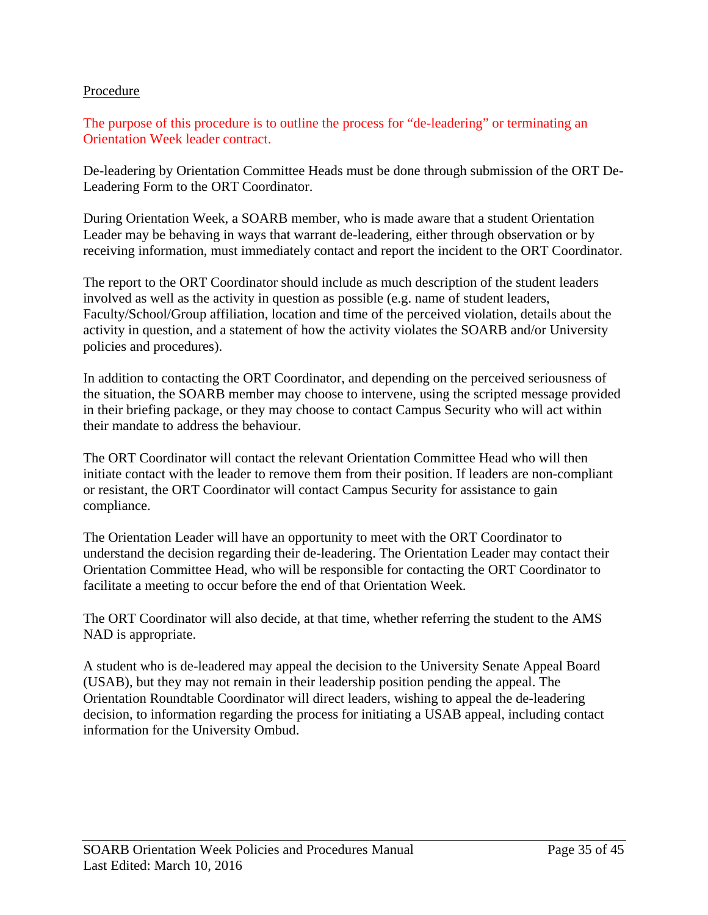Procedure

The purpose of this procedure is to outline the process for "de-leadering" or terminating an Orientation Week leader contract.

De-leadering by Orientation Committee Heads must be done through submission of the ORT De-Leadering Form to the ORT Coordinator.

During Orientation Week, a SOARB member, who is made aware that a student Orientation Leader may be behaving in ways that warrant de-leadering, either through observation or by receiving information, must immediately contact and report the incident to the ORT Coordinator.

The report to the ORT Coordinator should include as much description of the student leaders involved as well as the activity in question as possible (e.g. name of student leaders, Faculty/School/Group affiliation, location and time of the perceived violation, details about the activity in question, and a statement of how the activity violates the SOARB and/or University policies and procedures).

In addition to contacting the ORT Coordinator, and depending on the perceived seriousness of the situation, the SOARB member may choose to intervene, using the scripted message provided in their briefing package, or they may choose to contact Campus Security who will act within their mandate to address the behaviour.

The ORT Coordinator will contact the relevant Orientation Committee Head who will then initiate contact with the leader to remove them from their position. If leaders are non-compliant or resistant, the ORT Coordinator will contact Campus Security for assistance to gain compliance.

The Orientation Leader will have an opportunity to meet with the ORT Coordinator to understand the decision regarding their de-leadering. The Orientation Leader may contact their Orientation Committee Head, who will be responsible for contacting the ORT Coordinator to facilitate a meeting to occur before the end of that Orientation Week.

The ORT Coordinator will also decide, at that time, whether referring the student to the AMS NAD is appropriate.

A student who is de-leadered may appeal the decision to the University Senate Appeal Board (USAB), but they may not remain in their leadership position pending the appeal. The Orientation Roundtable Coordinator will direct leaders, wishing to appeal the de-leadering decision, to information regarding the process for initiating a USAB appeal, including contact information for the University Ombud.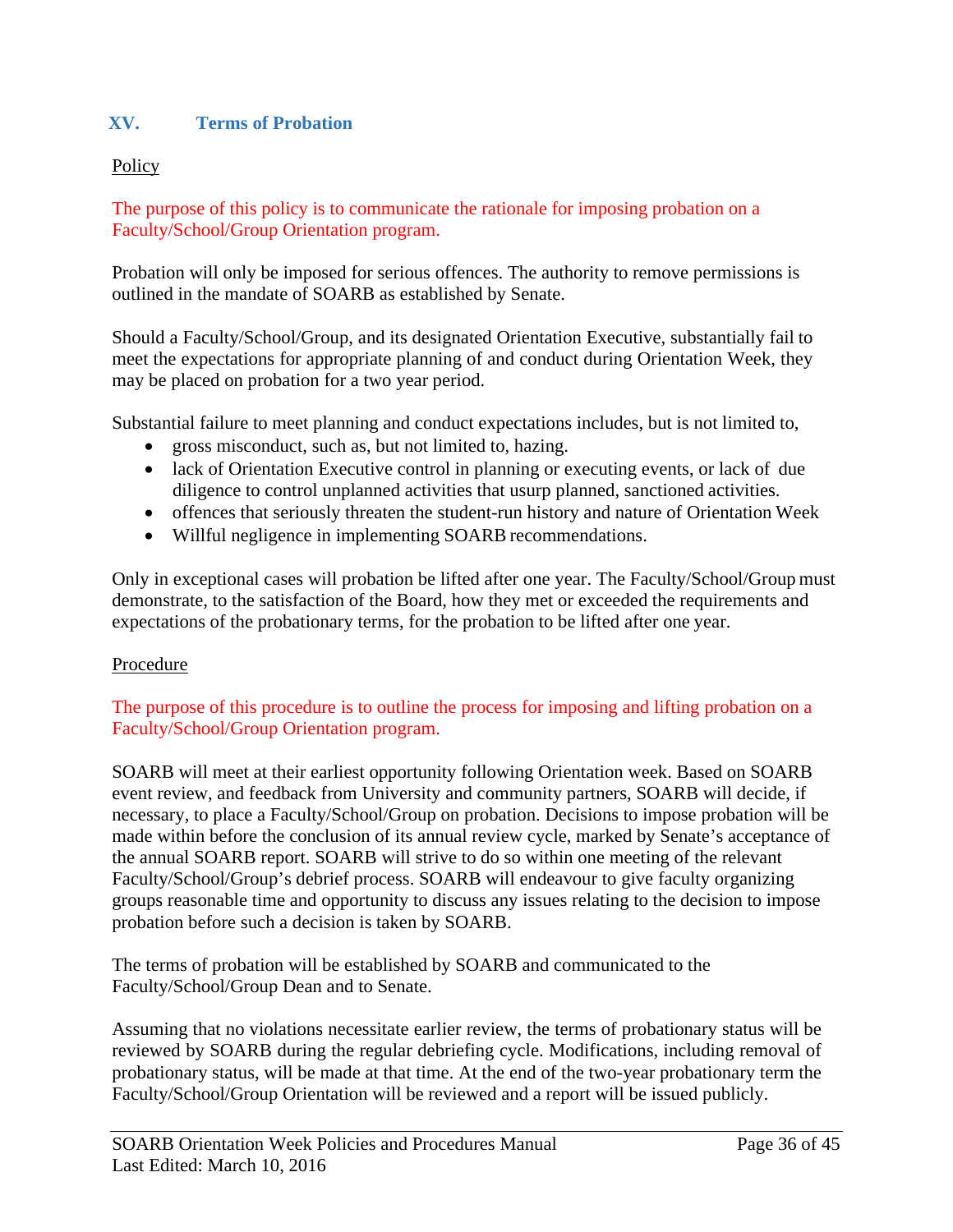## XV. Terms of Probation

<u>Policy</u>

The purpose of this policy is to communicate the rationale for imposing probation on a Faculty/School/Group Orientation program.

Probation will only be imposed for serious offences. The authority to remove permissions is outlined in the mandate of SOARB as established by Senate.

Should a Faculty/School/Group, and its designated Orientation Executive, substantially fail to meet the expectations for appropriate planning of and conduct during Orientation Week, they may be placed on probation for a two year period.

Substantial failure to meet planning and conduct expectations includes, but is not limited to,

- gross misconduct, such as, but not limited to, hazing.
- lack of Orientation Executive control in planning or executing events, or lack of due diligence to control unplanned activities that usurp planned, sanctioned activities.
- offences that seriously threaten the student-run history and nature of Orientation Week
- Willful negligence in implementing SOARB recommendations.

Only in exceptional cases will probation be lifted after one year. The Faculty/School/Group must demonstrate, to the satisfaction of the Board, how they met or exceeded the requirements and expectations of the probationary terms, for the probation to be lifted after one year.

<u>Procedure</u>

The purpose of this procedure is to outline the process for imposing and lifting probation on a Faculty/School/Group Orientation program.

SOARB will meet at their earliest opportunity following Orientation week. Based on SOARB event review, and feedback from University and community partners, SOARB will decide, if necessary, to place a Faculty/School/Group on probation. Decisions to impose probation will be made within before the conclusion of its annual review cycle, marked by Senate's acceptance of the annual SOARB report. SOARB will strive to do so within one meeting of the relevant Faculty/School/Group's debrief process. SOARB will endeavour to give faculty organizing groups reasonable time and opportunity to discuss any issues relating to the decision to impose probation before such a decision is taken by SOARB.

The terms of probation will be established by SOARB and communicated to the Faculty/School/Group Dean and to Senate.

Assuming that no violations necessitate earlier review, the terms of probationary status will be reviewed by SOARB during the regular debriefing cycle. Modifications, including removal of probationary status, will be made at that time. At the end of the two-year probationary term the Faculty/School/Group Orientation will be reviewed and a report will be issued publicly.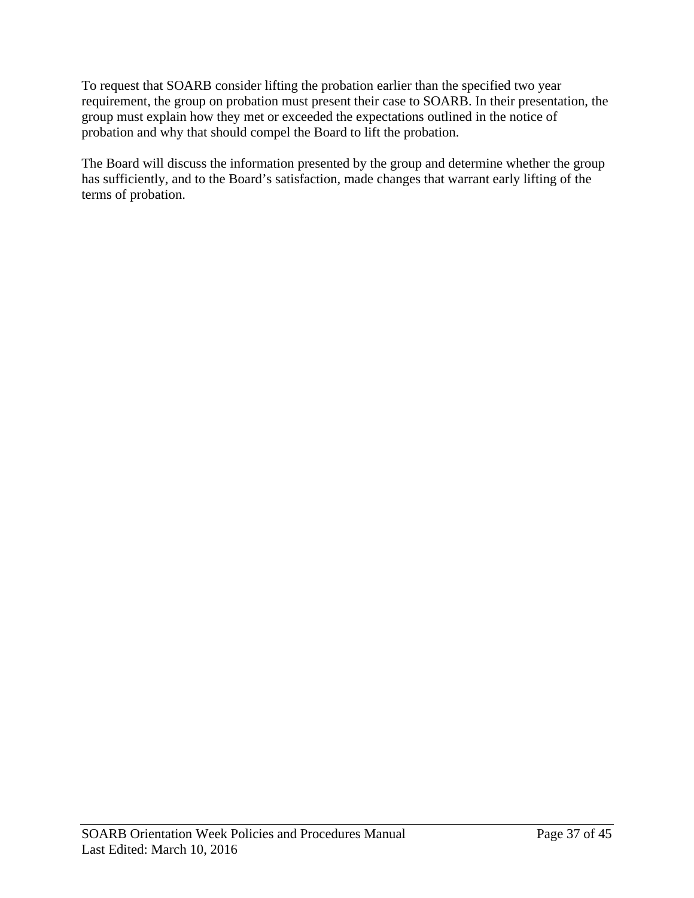To request that SOARB consider lifting the probation earlier than the specified two year requirement, the group on probation must present their case to SOARB. In their presentation, the group must explain how they met or exceeded the expectations outlined in the notice of probation and why that should compel the Board to lift the probation.

The Board will discuss the information presented by the group and determine whether the group has sufficiently, and to the Board's satisfaction, made changes that warrant early lifting of the terms of probation.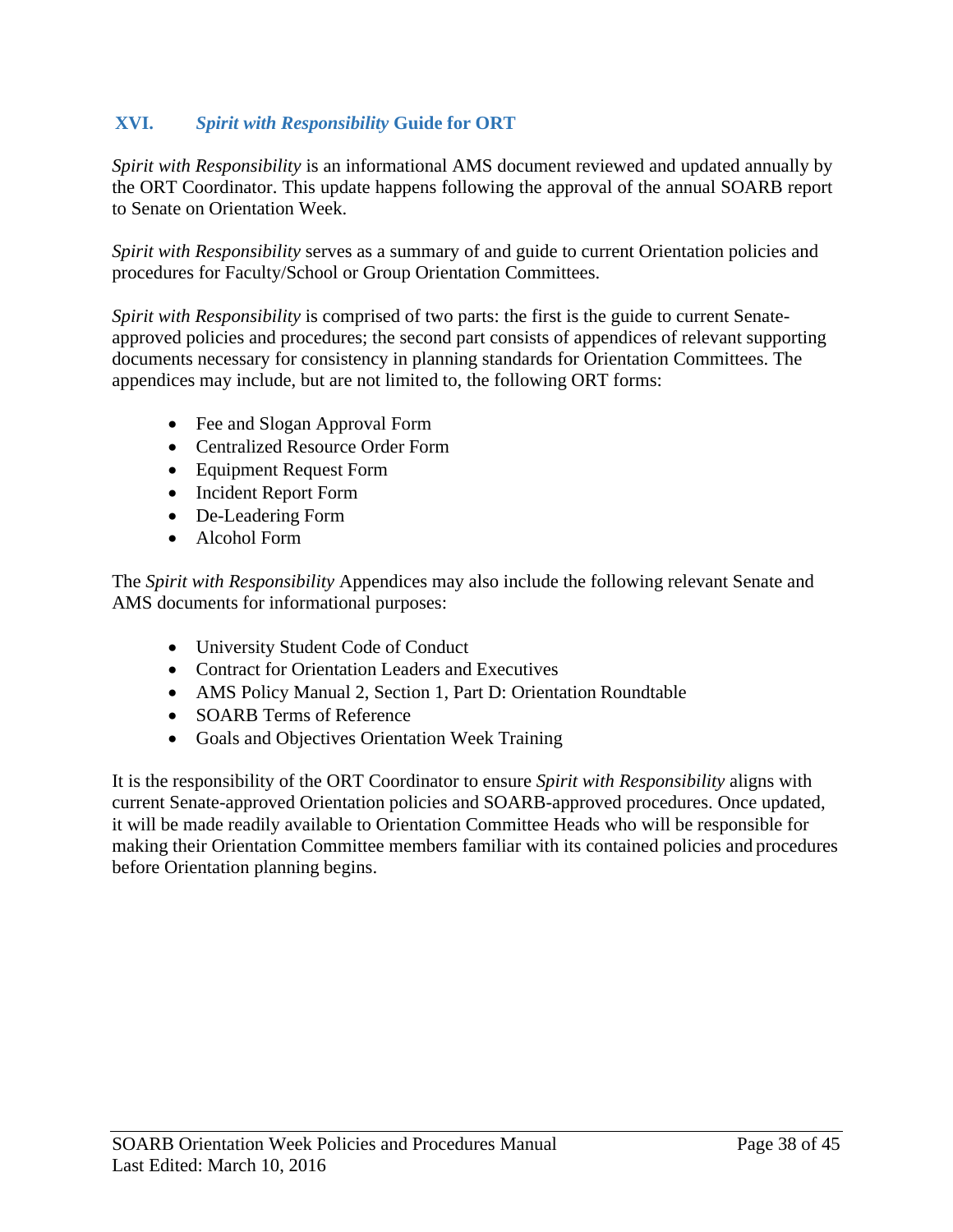## XVI. *Spirit with Responsibility* Guide for ORT

*Spirit with Responsibility* is an informational AMS document reviewed and updated annually by the ORT Coordinator. This update happens following the approval of the annual SOARB report to Senate on Orientation Week.

*Spirit with Responsibility* serves as a summary of and guide to current Orientation policies and procedures for Faculty/School or Group Orientation Committees.

*Spirit with Responsibility* is comprised of two parts: the first is the guide to current Senate-approved policies and procedures; the second part consists of appendices of relevant supporting documents necessary for consistency in planning standards for Orientation Committees. The appendices may include, but are not limited to, the following ORT forms:

- Fee and Slogan Approval Form
- Centralized Resource Order Form
- Equipment Request Form
- Incident Report Form
- De-Leadering Form
- Alcohol Form

The *Spirit with Responsibility* Appendices may also include the following relevant Senate and AMS documents for informational purposes:

- University Student Code of Conduct
- Contract for Orientation Leaders and Executives
- AMS Policy Manual 2, Section 1, Part D: Orientation Roundtable
- SOARB Terms of Reference
- Goals and Objectives Orientation Week Training

It is the responsibility of the ORT Coordinator to ensure *Spirit with Responsibility* aligns with current Senate-approved Orientation policies and SOARB-approved procedures. Once updated, it will be made readily available to Orientation Committee Heads who will be responsible for making their Orientation Committee members familiar with its contained policies and procedures before Orientation planning begins.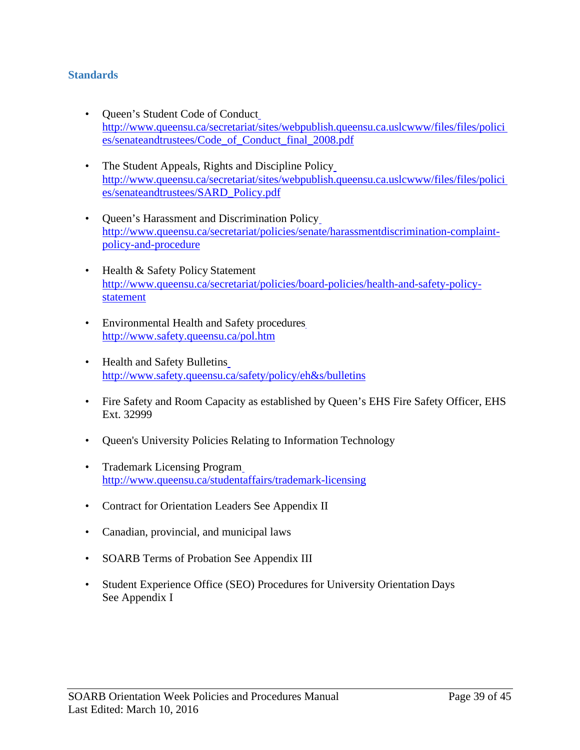## Standards

- Queen's Student Code of Conduct http://www.queensu.ca/secretariat/sites/webpublish.queensu.ca.uslcwww/files/files/policies/senateandtrustees/Code_of_Conduct_final_2008.pdf
- The Student Appeals, Rights and Discipline Policy http://www.queensu.ca/secretariat/sites/webpublish.queensu.ca.uslcwww/files/files/policies/senateandtrustees/SARD_Policy.pdf
- Queen's Harassment and Discrimination Policy http://www.queensu.ca/secretariat/policies/senate/harassmentdiscrimination-complaint-policy-and-procedure
- Health & Safety Policy Statement http://www.queensu.ca/secretariat/policies/board-policies/health-and-safety-policy-statement
- Environmental Health and Safety procedures http://www.safety.queensu.ca/pol.htm
- Health and Safety Bulletins http://www.safety.queensu.ca/safety/policy/eh&s/bulletins
- Fire Safety and Room Capacity as established by Queen's EHS Fire Safety Officer, EHS Ext. 32999
- Queen's University Policies Relating to Information Technology
- Trademark Licensing Program http://www.queensu.ca/studentaffairs/trademark-licensing
- Contract for Orientation Leaders See Appendix II
- Canadian, provincial, and municipal laws
- SOARB Terms of Probation See Appendix III
- Student Experience Office (SEO) Procedures for University Orientation Days See Appendix I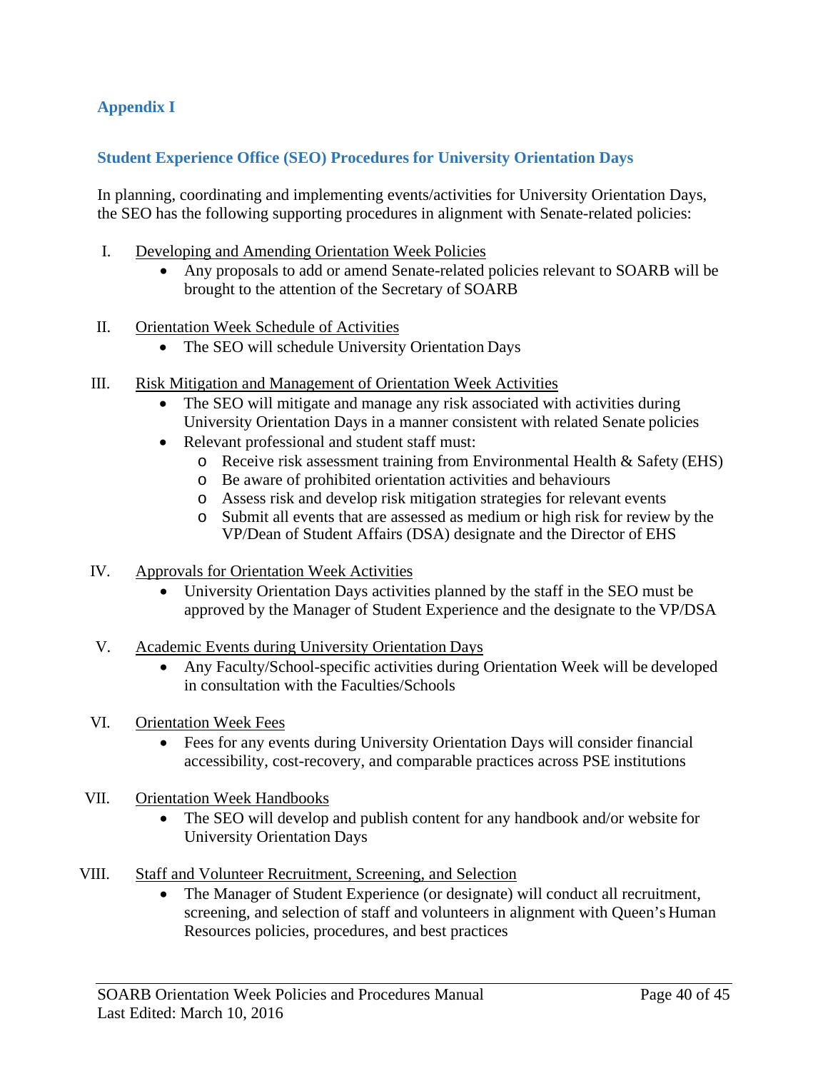## Appendix I

### Student Experience Office (SEO) Procedures for University Orientation Days

In planning, coordinating and implementing events/activities for University Orientation Days, the SEO has the following supporting procedures in alignment with Senate-related policies:

I. Developing and Amending Orientation Week Policies
   - Any proposals to add or amend Senate-related policies relevant to SOARB will be brought to the attention of the Secretary of SOARB

II. Orientation Week Schedule of Activities
   - The SEO will schedule University Orientation Days

III. Risk Mitigation and Management of Orientation Week Activities
   - The SEO will mitigate and manage any risk associated with activities during University Orientation Days in a manner consistent with related Senate policies
   - Relevant professional and student staff must:
     - Receive risk assessment training from Environmental Health & Safety (EHS)
     - Be aware of prohibited orientation activities and behaviours
     - Assess risk and develop risk mitigation strategies for relevant events
     - Submit all events that are assessed as medium or high risk for review by the VP/Dean of Student Affairs (DSA) designate and the Director of EHS

IV. Approvals for Orientation Week Activities
   - University Orientation Days activities planned by the staff in the SEO must be approved by the Manager of Student Experience and the designate to the VP/DSA

V. Academic Events during University Orientation Days
   - Any Faculty/School-specific activities during Orientation Week will be developed in consultation with the Faculties/Schools

VI. Orientation Week Fees
   - Fees for any events during University Orientation Days will consider financial accessibility, cost-recovery, and comparable practices across PSE institutions

VII. Orientation Week Handbooks
   - The SEO will develop and publish content for any handbook and/or website for University Orientation Days

VIII. Staff and Volunteer Recruitment, Screening, and Selection
   - The Manager of Student Experience (or designate) will conduct all recruitment, screening, and selection of staff and volunteers in alignment with Queen's Human Resources policies, procedures, and best practices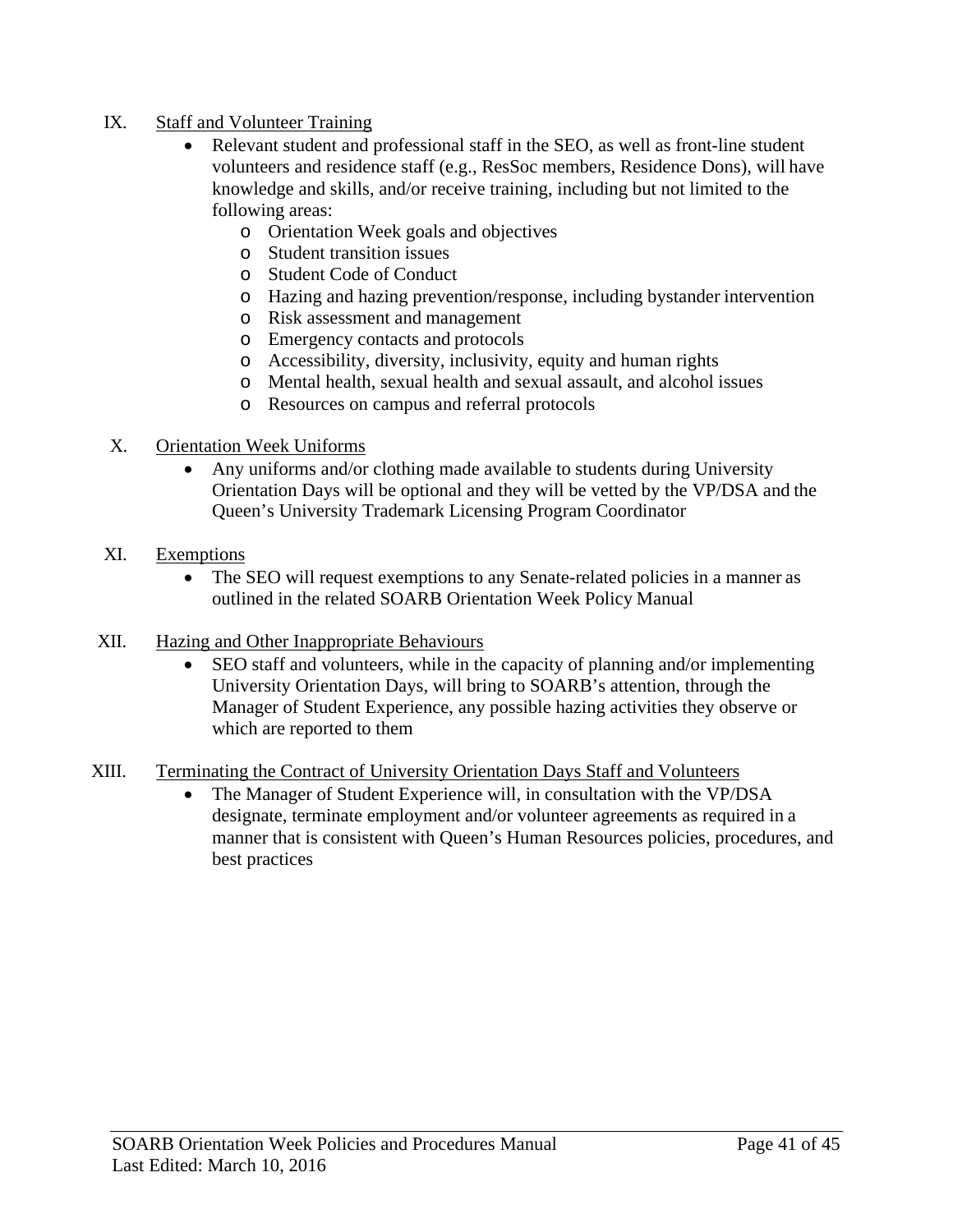IX. Staff and Volunteer Training

- Relevant student and professional staff in the SEO, as well as front-line student volunteers and residence staff (e.g., ResSoc members, Residence Dons), will have knowledge and skills, and/or receive training, including but not limited to the following areas:
  - Orientation Week goals and objectives
  - Student transition issues
  - Student Code of Conduct
  - Hazing and hazing prevention/response, including bystander intervention
  - Risk assessment and management
  - Emergency contacts and protocols
  - Accessibility, diversity, inclusivity, equity and human rights
  - Mental health, sexual health and sexual assault, and alcohol issues
  - Resources on campus and referral protocols

X. Orientation Week Uniforms

- Any uniforms and/or clothing made available to students during University Orientation Days will be optional and they will be vetted by the VP/DSA and the Queen's University Trademark Licensing Program Coordinator

XI. Exemptions

- The SEO will request exemptions to any Senate-related policies in a manner as outlined in the related SOARB Orientation Week Policy Manual

XII. Hazing and Other Inappropriate Behaviours

- SEO staff and volunteers, while in the capacity of planning and/or implementing University Orientation Days, will bring to SOARB's attention, through the Manager of Student Experience, any possible hazing activities they observe or which are reported to them

XIII. Terminating the Contract of University Orientation Days Staff and Volunteers

- The Manager of Student Experience will, in consultation with the VP/DSA designate, terminate employment and/or volunteer agreements as required in a manner that is consistent with Queen's Human Resources policies, procedures, and best practices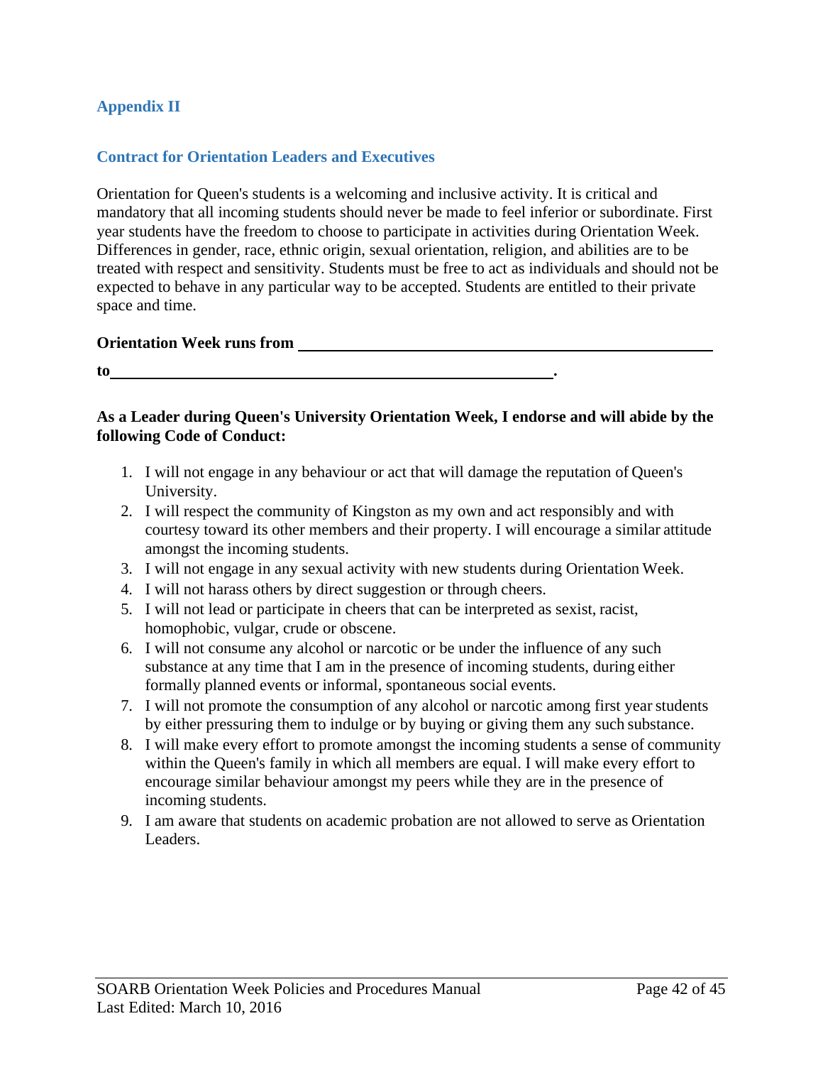## Appendix II

### Contract for Orientation Leaders and Executives

Orientation for Queen's students is a welcoming and inclusive activity. It is critical and mandatory that all incoming students should never be made to feel inferior or subordinate. First year students have the freedom to choose to participate in activities during Orientation Week. Differences in gender, race, ethnic origin, sexual orientation, religion, and abilities are to be treated with respect and sensitivity. Students must be free to act as individuals and should not be expected to behave in any particular way to be accepted. Students are entitled to their private space and time.

**Orientation Week runs from \_\_\_\_\_\_\_\_\_\_\_\_\_\_\_\_\_\_\_\_\_\_\_\_\_\_\_\_\_\_\_\_\_\_\_\_\_\_\_\_\_\_\_\_**

**to\_\_\_\_\_\_\_\_\_\_\_\_\_\_\_\_\_\_\_\_\_\_\_\_\_\_\_\_\_\_\_\_\_\_\_\_\_\_\_\_\_\_\_\_\_\_.**

**As a Leader during Queen's University Orientation Week, I endorse and will abide by the following Code of Conduct:**

1. I will not engage in any behaviour or act that will damage the reputation of Queen's University.
2. I will respect the community of Kingston as my own and act responsibly and with courtesy toward its other members and their property. I will encourage a similar attitude amongst the incoming students.
3. I will not engage in any sexual activity with new students during Orientation Week.
4. I will not harass others by direct suggestion or through cheers.
5. I will not lead or participate in cheers that can be interpreted as sexist, racist, homophobic, vulgar, crude or obscene.
6. I will not consume any alcohol or narcotic or be under the influence of any such substance at any time that I am in the presence of incoming students, during either formally planned events or informal, spontaneous social events.
7. I will not promote the consumption of any alcohol or narcotic among first year students by either pressuring them to indulge or by buying or giving them any such substance.
8. I will make every effort to promote amongst the incoming students a sense of community within the Queen's family in which all members are equal. I will make every effort to encourage similar behaviour amongst my peers while they are in the presence of incoming students.
9. I am aware that students on academic probation are not allowed to serve as Orientation Leaders.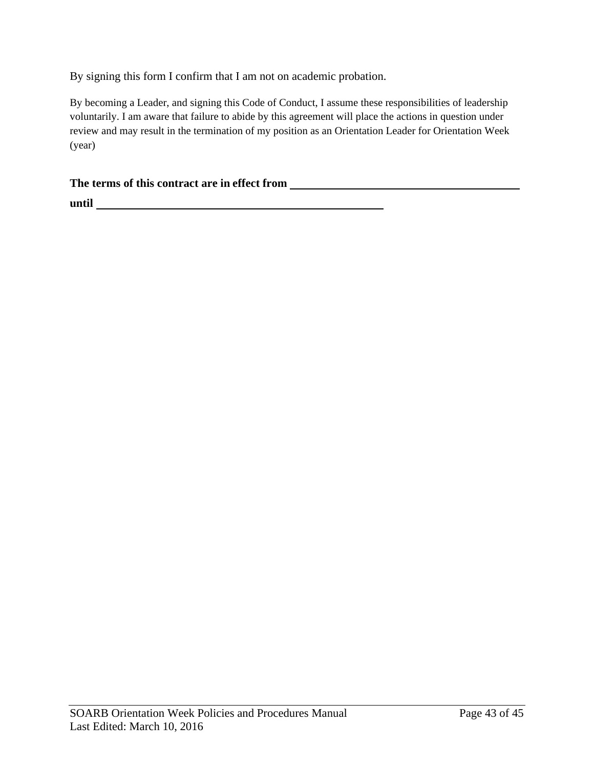By signing this form I confirm that I am not on academic probation.

By becoming a Leader, and signing this Code of Conduct, I assume these responsibilities of leadership voluntarily. I am aware that failure to abide by this agreement will place the actions in question under review and may result in the termination of my position as an Orientation Leader for Orientation Week (year)

**The terms of this contract are in effect from** ______________________________________

**until** __________________________________________________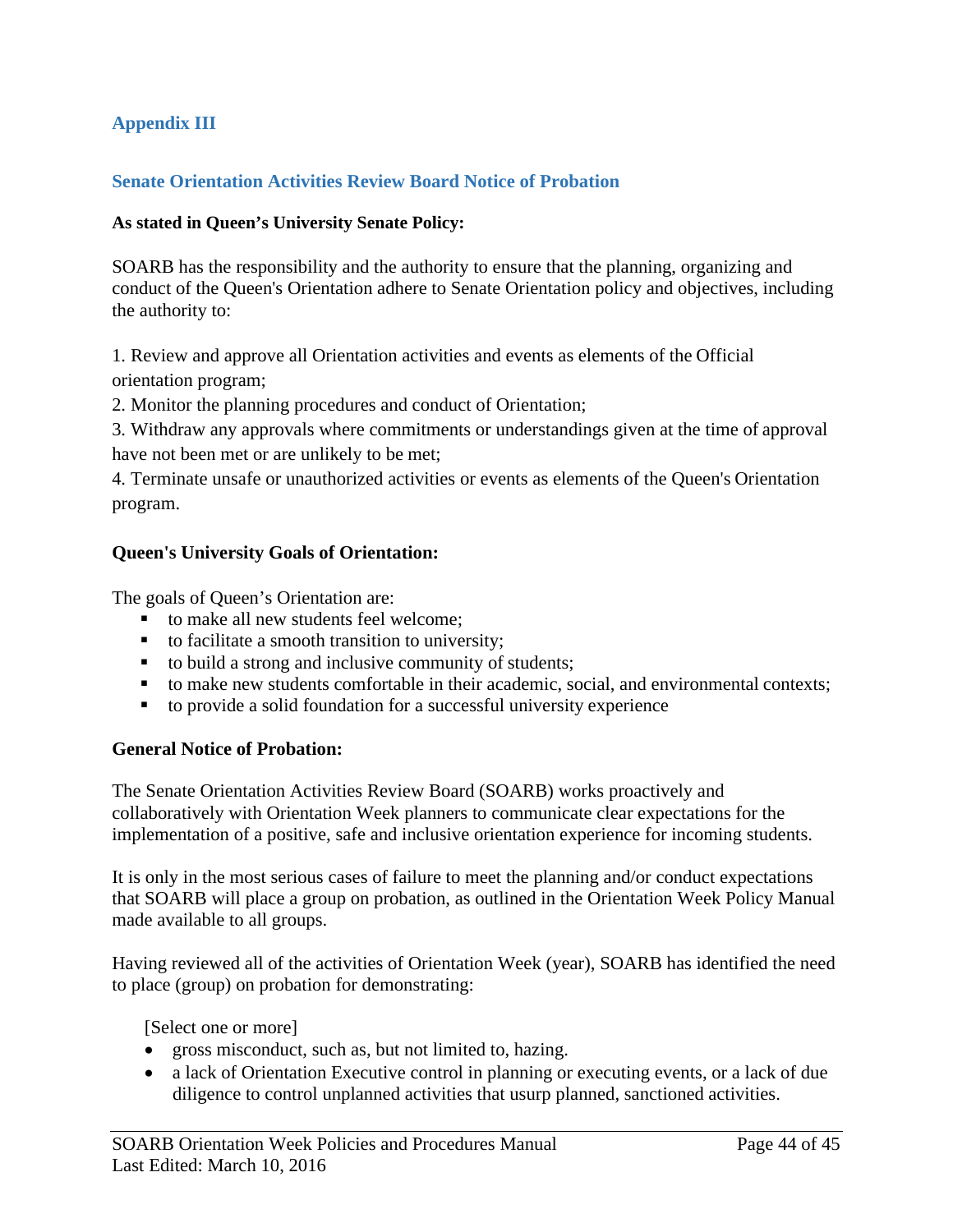## Appendix III

### Senate Orientation Activities Review Board Notice of Probation

**As stated in Queen's University Senate Policy:**

SOARB has the responsibility and the authority to ensure that the planning, organizing and conduct of the Queen's Orientation adhere to Senate Orientation policy and objectives, including the authority to:

1. Review and approve all Orientation activities and events as elements of the Official orientation program;
2. Monitor the planning procedures and conduct of Orientation;
3. Withdraw any approvals where commitments or understandings given at the time of approval have not been met or are unlikely to be met;
4. Terminate unsafe or unauthorized activities or events as elements of the Queen's Orientation program.

**Queen's University Goals of Orientation:**

The goals of Queen's Orientation are:

- to make all new students feel welcome;
- to facilitate a smooth transition to university;
- to build a strong and inclusive community of students;
- to make new students comfortable in their academic, social, and environmental contexts;
- to provide a solid foundation for a successful university experience

**General Notice of Probation:**

The Senate Orientation Activities Review Board (SOARB) works proactively and collaboratively with Orientation Week planners to communicate clear expectations for the implementation of a positive, safe and inclusive orientation experience for incoming students.

It is only in the most serious cases of failure to meet the planning and/or conduct expectations that SOARB will place a group on probation, as outlined in the Orientation Week Policy Manual made available to all groups.

Having reviewed all of the activities of Orientation Week (year), SOARB has identified the need to place (group) on probation for demonstrating:

[Select one or more]

- gross misconduct, such as, but not limited to, hazing.
- a lack of Orientation Executive control in planning or executing events, or a lack of due diligence to control unplanned activities that usurp planned, sanctioned activities.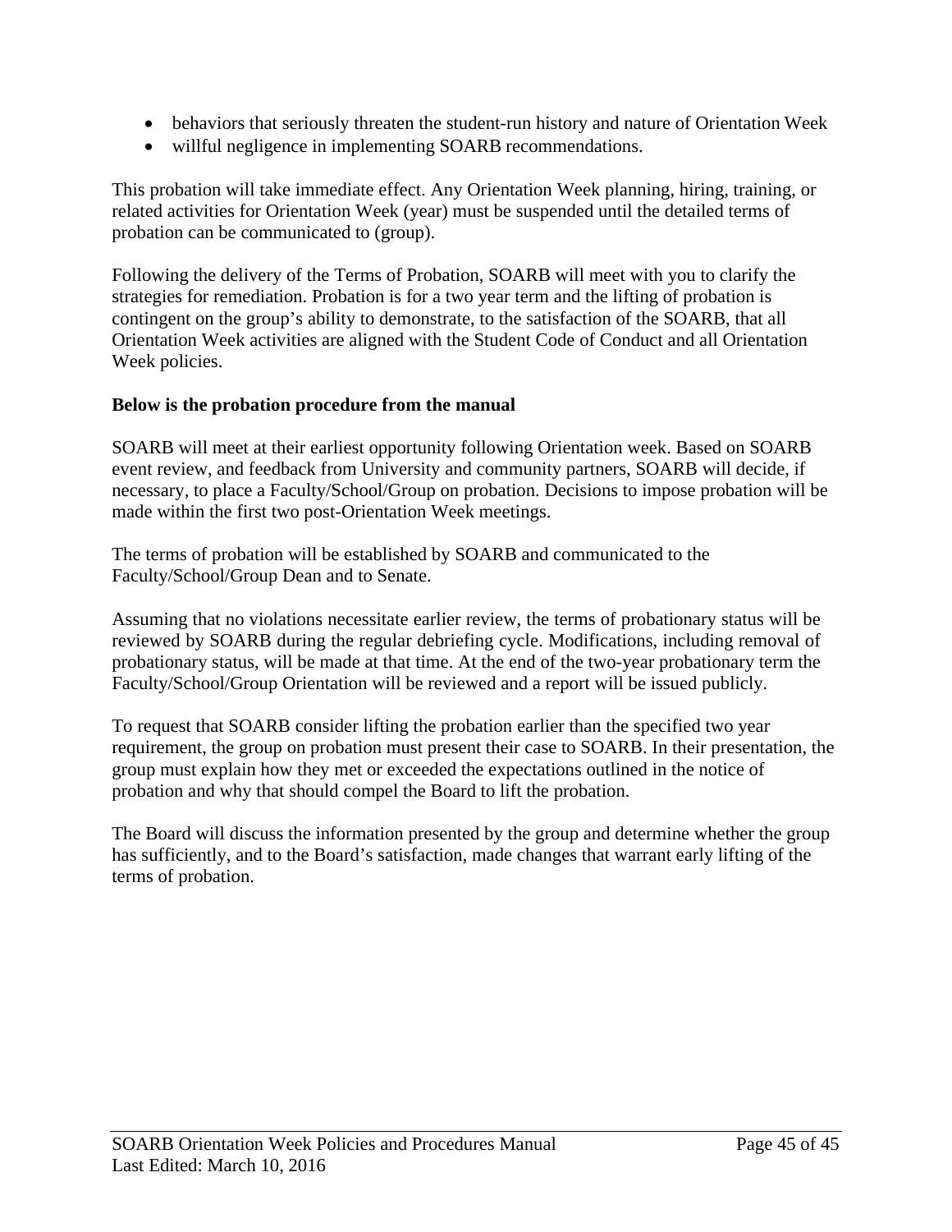- behaviors that seriously threaten the student-run history and nature of Orientation Week
- willful negligence in implementing SOARB recommendations.

This probation will take immediate effect. Any Orientation Week planning, hiring, training, or related activities for Orientation Week (year) must be suspended until the detailed terms of probation can be communicated to (group).

Following the delivery of the Terms of Probation, SOARB will meet with you to clarify the strategies for remediation. Probation is for a two year term and the lifting of probation is contingent on the group's ability to demonstrate, to the satisfaction of the SOARB, that all Orientation Week activities are aligned with the Student Code of Conduct and all Orientation Week policies.

**Below is the probation procedure from the manual**

SOARB will meet at their earliest opportunity following Orientation week. Based on SOARB event review, and feedback from University and community partners, SOARB will decide, if necessary, to place a Faculty/School/Group on probation. Decisions to impose probation will be made within the first two post-Orientation Week meetings.

The terms of probation will be established by SOARB and communicated to the Faculty/School/Group Dean and to Senate.

Assuming that no violations necessitate earlier review, the terms of probationary status will be reviewed by SOARB during the regular debriefing cycle. Modifications, including removal of probationary status, will be made at that time. At the end of the two-year probationary term the Faculty/School/Group Orientation will be reviewed and a report will be issued publicly.

To request that SOARB consider lifting the probation earlier than the specified two year requirement, the group on probation must present their case to SOARB. In their presentation, the group must explain how they met or exceeded the expectations outlined in the notice of probation and why that should compel the Board to lift the probation.

The Board will discuss the information presented by the group and determine whether the group has sufficiently, and to the Board's satisfaction, made changes that warrant early lifting of the terms of probation.